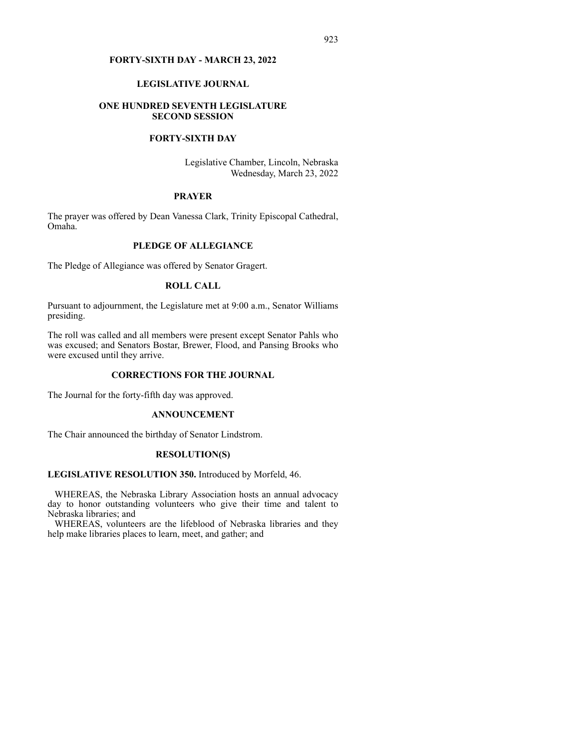# FORTY-SIXTH DAY - MARCH 23, 2022

## LEGISLATIVE JOURNAL

## ONE HUNDRED SEVENTH LEGISLATURE
## SECOND SESSION

## FORTY-SIXTH DAY

Legislative Chamber, Lincoln, Nebraska
Wednesday, March 23, 2022

### PRAYER

The prayer was offered by Dean Vanessa Clark, Trinity Episcopal Cathedral, Omaha.

### PLEDGE OF ALLEGIANCE

The Pledge of Allegiance was offered by Senator Gragert.

### ROLL CALL

Pursuant to adjournment, the Legislature met at 9:00 a.m., Senator Williams presiding.

The roll was called and all members were present except Senator Pahls who was excused; and Senators Bostar, Brewer, Flood, and Pansing Brooks who were excused until they arrive.

### CORRECTIONS FOR THE JOURNAL

The Journal for the forty-fifth day was approved.

### ANNOUNCEMENT

The Chair announced the birthday of Senator Lindstrom.

### RESOLUTION(S)

**LEGISLATIVE RESOLUTION 350.** Introduced by Morfeld, 46.

WHEREAS, the Nebraska Library Association hosts an annual advocacy day to honor outstanding volunteers who give their time and talent to Nebraska libraries; and

WHEREAS, volunteers are the lifeblood of Nebraska libraries and they help make libraries places to learn, meet, and gather; and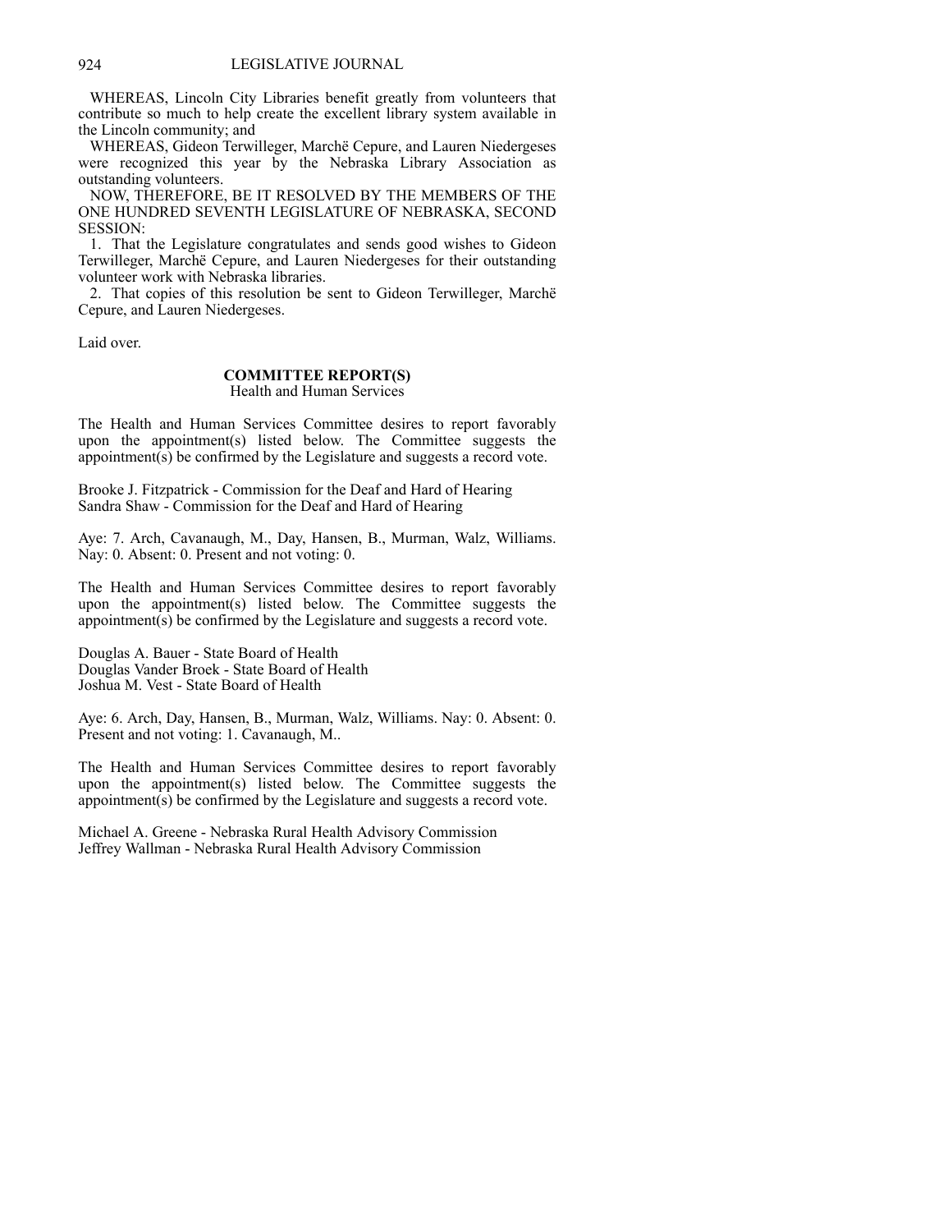WHEREAS, Lincoln City Libraries benefit greatly from volunteers that contribute so much to help create the excellent library system available in the Lincoln community; and

WHEREAS, Gideon Terwilleger, Marchë Cepure, and Lauren Niedergeses were recognized this year by the Nebraska Library Association as outstanding volunteers.

NOW, THEREFORE, BE IT RESOLVED BY THE MEMBERS OF THE ONE HUNDRED SEVENTH LEGISLATURE OF NEBRASKA, SECOND SESSION:

1. That the Legislature congratulates and sends good wishes to Gideon Terwilleger, Marchë Cepure, and Lauren Niedergeses for their outstanding volunteer work with Nebraska libraries.

2. That copies of this resolution be sent to Gideon Terwilleger, Marchë Cepure, and Lauren Niedergeses.

Laid over.

## COMMITTEE REPORT(S)

Health and Human Services

The Health and Human Services Committee desires to report favorably upon the appointment(s) listed below. The Committee suggests the appointment(s) be confirmed by the Legislature and suggests a record vote.

Brooke J. Fitzpatrick - Commission for the Deaf and Hard of Hearing
Sandra Shaw - Commission for the Deaf and Hard of Hearing

Aye: 7. Arch, Cavanaugh, M., Day, Hansen, B., Murman, Walz, Williams. Nay: 0. Absent: 0. Present and not voting: 0.

The Health and Human Services Committee desires to report favorably upon the appointment(s) listed below. The Committee suggests the appointment(s) be confirmed by the Legislature and suggests a record vote.

Douglas A. Bauer - State Board of Health
Douglas Vander Broek - State Board of Health
Joshua M. Vest - State Board of Health

Aye: 6. Arch, Day, Hansen, B., Murman, Walz, Williams. Nay: 0. Absent: 0. Present and not voting: 1. Cavanaugh, M..

The Health and Human Services Committee desires to report favorably upon the appointment(s) listed below. The Committee suggests the appointment(s) be confirmed by the Legislature and suggests a record vote.

Michael A. Greene - Nebraska Rural Health Advisory Commission
Jeffrey Wallman - Nebraska Rural Health Advisory Commission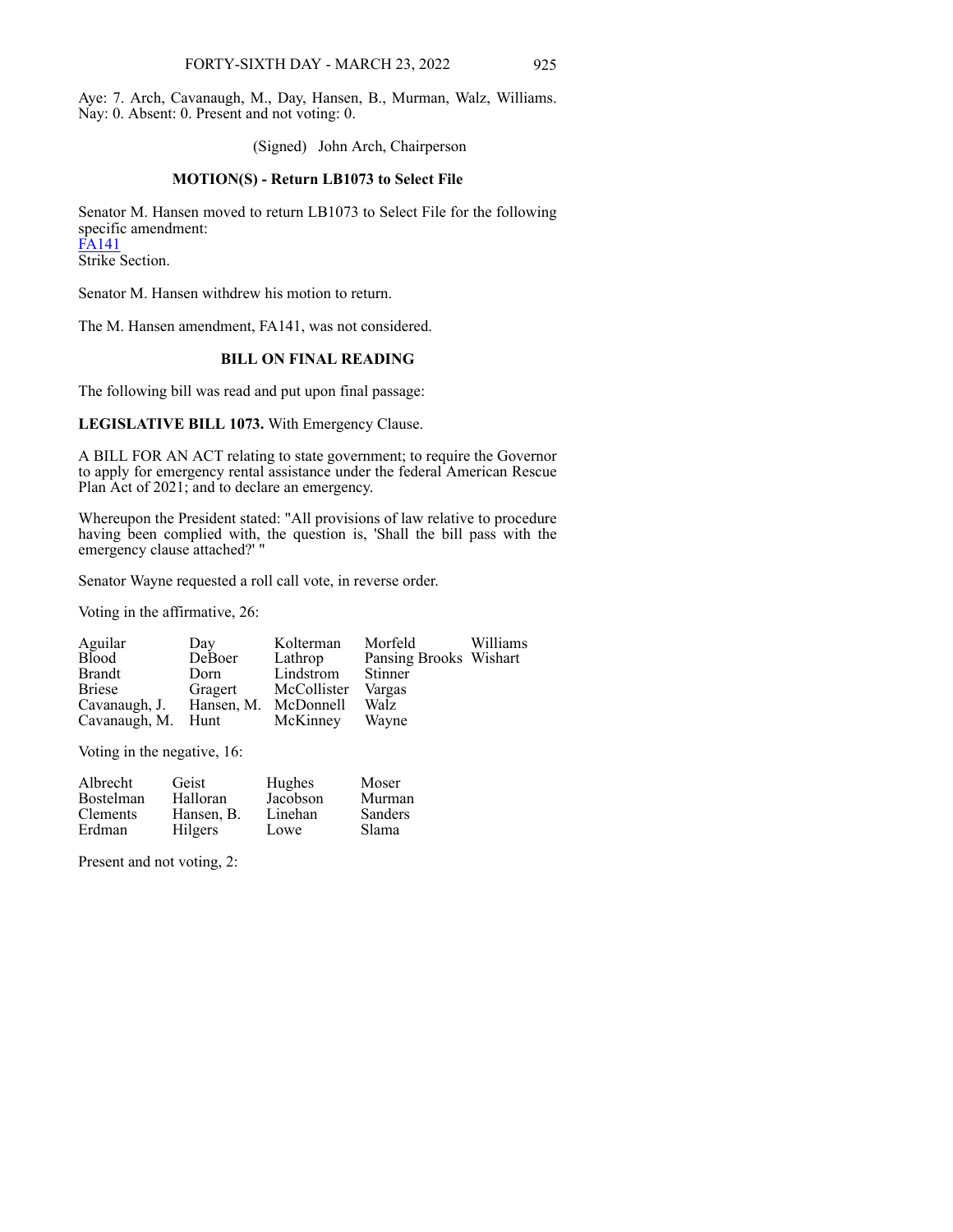Aye: 7. Arch, Cavanaugh, M., Day, Hansen, B., Murman, Walz, Williams. Nay: 0. Absent: 0. Present and not voting: 0.

(Signed) John Arch, Chairperson

**MOTION(S) - Return LB1073 to Select File**

Senator M. Hansen moved to return LB1073 to Select File for the following specific amendment:
FA141
Strike Section.

Senator M. Hansen withdrew his motion to return.

The M. Hansen amendment, FA141, was not considered.

**BILL ON FINAL READING**

The following bill was read and put upon final passage:

**LEGISLATIVE BILL 1073.** With Emergency Clause.

A BILL FOR AN ACT relating to state government; to require the Governor to apply for emergency rental assistance under the federal American Rescue Plan Act of 2021; and to declare an emergency.

Whereupon the President stated: "All provisions of law relative to procedure having been complied with, the question is, 'Shall the bill pass with the emergency clause attached?' "

Senator Wayne requested a roll call vote, in reverse order.

Voting in the affirmative, 26:

| | | | | |
|---|---|---|---|---|
| Aguilar | Day | Kolterman | Morfeld | Williams |
| Blood | DeBoer | Lathrop | Pansing Brooks | Wishart |
| Brandt | Dorn | Lindstrom | Stinner | |
| Briese | Gragert | McCollister | Vargas | |
| Cavanaugh, J. | Hansen, M. | McDonnell | Walz | |
| Cavanaugh, M. | Hunt | McKinney | Wayne | |

Voting in the negative, 16:

| | | | |
|---|---|---|---|
| Albrecht | Geist | Hughes | Moser |
| Bostelman | Halloran | Jacobson | Murman |
| Clements | Hansen, B. | Linehan | Sanders |
| Erdman | Hilgers | Lowe | Slama |

Present and not voting, 2: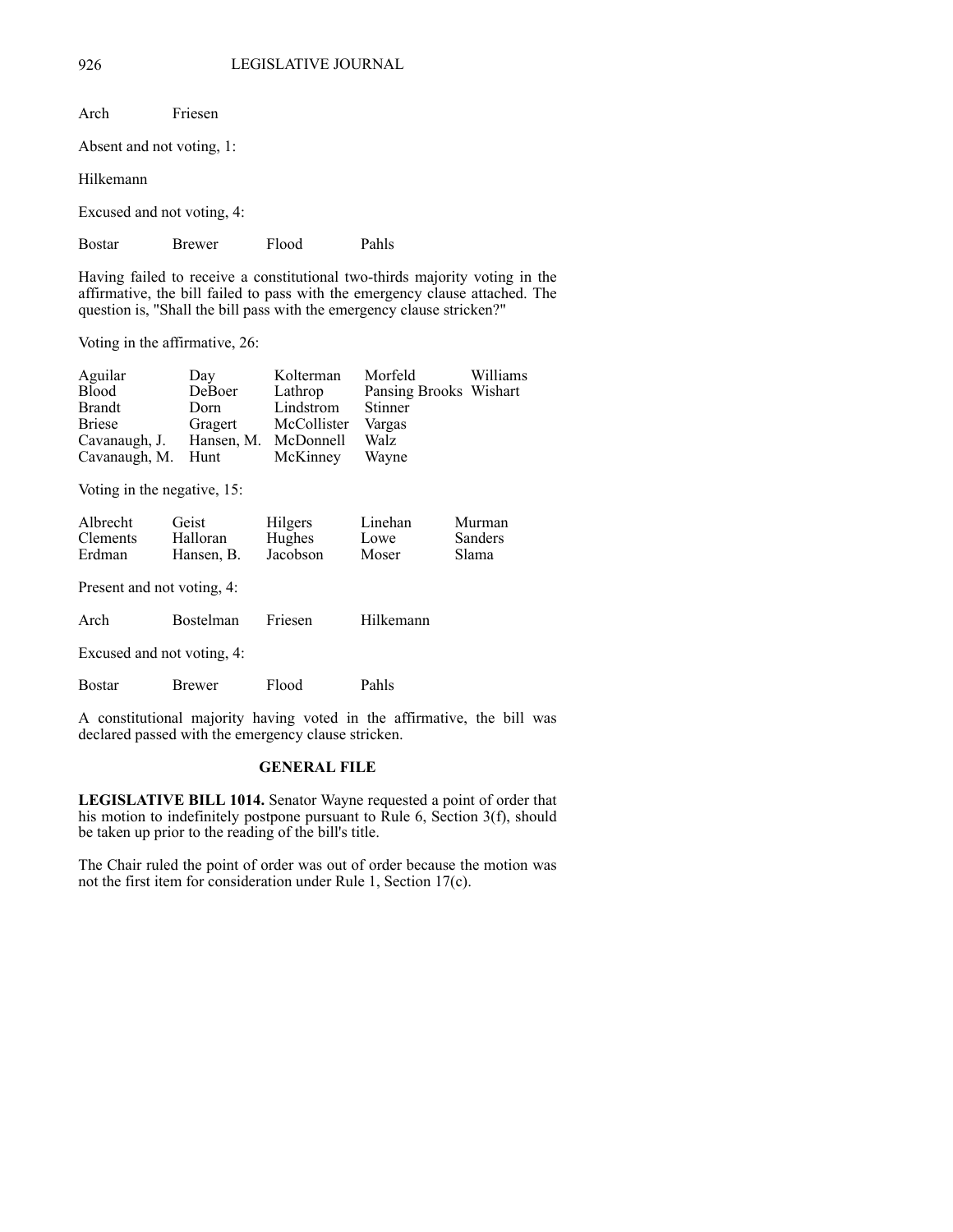Arch Friesen

Absent and not voting, 1:

Hilkemann

Excused and not voting, 4:

Bostar Brewer Flood Pahls

Having failed to receive a constitutional two-thirds majority voting in the affirmative, the bill failed to pass with the emergency clause attached. The question is, "Shall the bill pass with the emergency clause stricken?"

Voting in the affirmative, 26:

| | | | | |
|---|---|---|---|---|
| Aguilar | Day | Kolterman | Morfeld | Williams |
| Blood | DeBoer | Lathrop | Pansing Brooks | Wishart |
| Brandt | Dorn | Lindstrom | Stinner | |
| Briese | Gragert | McCollister | Vargas | |
| Cavanaugh, J. | Hansen, M. | McDonnell | Walz | |
| Cavanaugh, M. | Hunt | McKinney | Wayne | |

Voting in the negative, 15:

| | | | | |
|---|---|---|---|---|
| Albrecht | Geist | Hilgers | Linehan | Murman |
| Clements | Halloran | Hughes | Lowe | Sanders |
| Erdman | Hansen, B. | Jacobson | Moser | Slama |

Present and not voting, 4:

Arch Bostelman Friesen Hilkemann

Excused and not voting, 4:

Bostar Brewer Flood Pahls

A constitutional majority having voted in the affirmative, the bill was declared passed with the emergency clause stricken.

## GENERAL FILE

**LEGISLATIVE BILL 1014.** Senator Wayne requested a point of order that his motion to indefinitely postpone pursuant to Rule 6, Section 3(f), should be taken up prior to the reading of the bill's title.

The Chair ruled the point of order was out of order because the motion was not the first item for consideration under Rule 1, Section 17(c).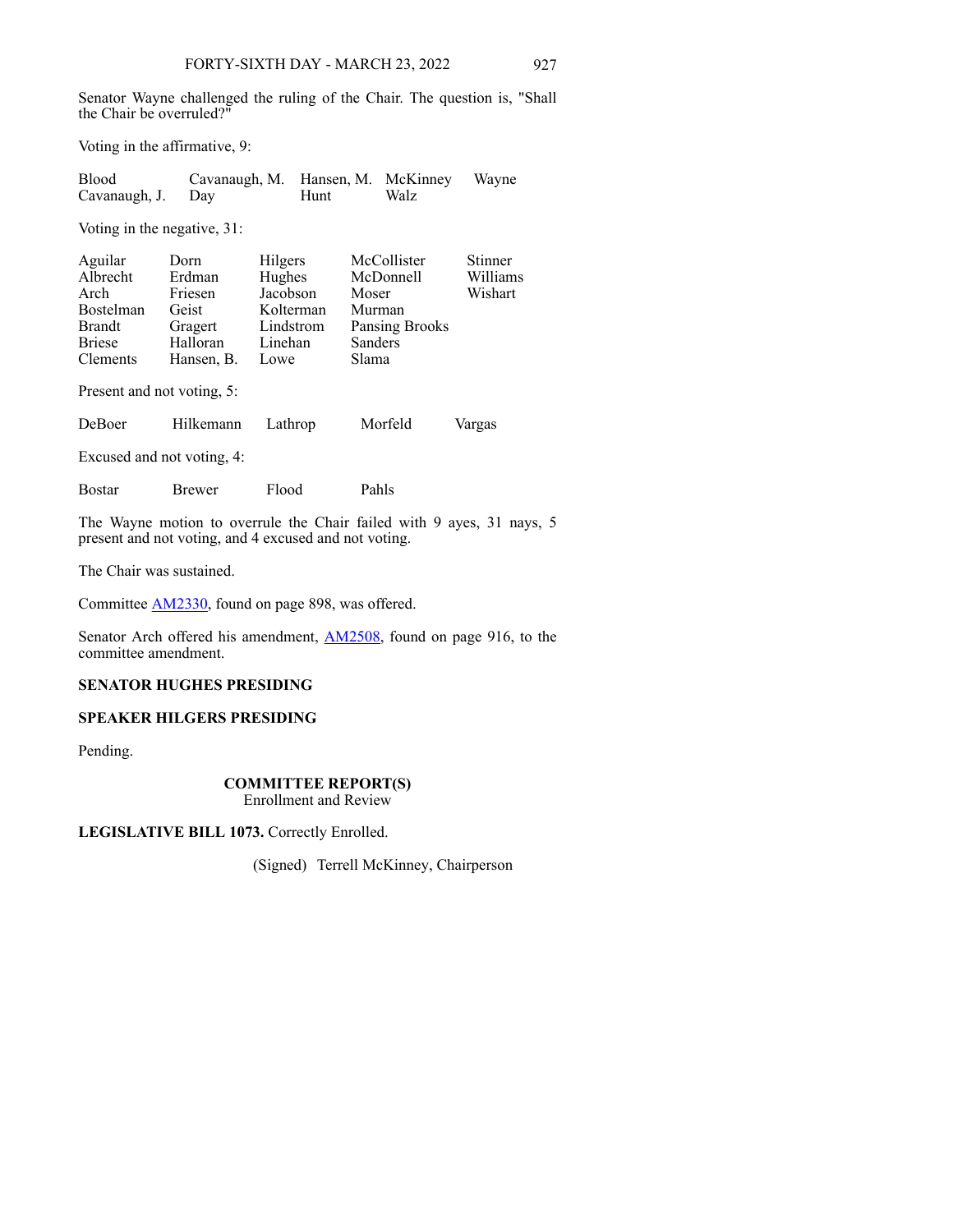Senator Wayne challenged the ruling of the Chair. The question is, "Shall the Chair be overruled?"

Voting in the affirmative, 9:

| | | | | |
|---|---|---|---|---|
| Blood | Cavanaugh, M. | Hansen, M. | McKinney | Wayne |
| Cavanaugh, J. | Day | Hunt | Walz | |

Voting in the negative, 31:

| | | | | |
|---|---|---|---|---|
| Aguilar | Dorn | Hilgers | McCollister | Stinner |
| Albrecht | Erdman | Hughes | McDonnell | Williams |
| Arch | Friesen | Jacobson | Moser | Wishart |
| Bostelman | Geist | Kolterman | Murman | |
| Brandt | Gragert | Lindstrom | Pansing Brooks | |
| Briese | Halloran | Linehan | Sanders | |
| Clements | Hansen, B. | Lowe | Slama | |

Present and not voting, 5:

| | | | | |
|---|---|---|---|---|
| DeBoer | Hilkemann | Lathrop | Morfeld | Vargas |

Excused and not voting, 4:

| | | | |
|---|---|---|---|
| Bostar | Brewer | Flood | Pahls |

The Wayne motion to overrule the Chair failed with 9 ayes, 31 nays, 5 present and not voting, and 4 excused and not voting.

The Chair was sustained.

Committee AM2330, found on page 898, was offered.

Senator Arch offered his amendment, AM2508, found on page 916, to the committee amendment.

**SENATOR HUGHES PRESIDING**

**SPEAKER HILGERS PRESIDING**

Pending.

**COMMITTEE REPORT(S)**
Enrollment and Review

**LEGISLATIVE BILL 1073.** Correctly Enrolled.

(Signed) Terrell McKinney, Chairperson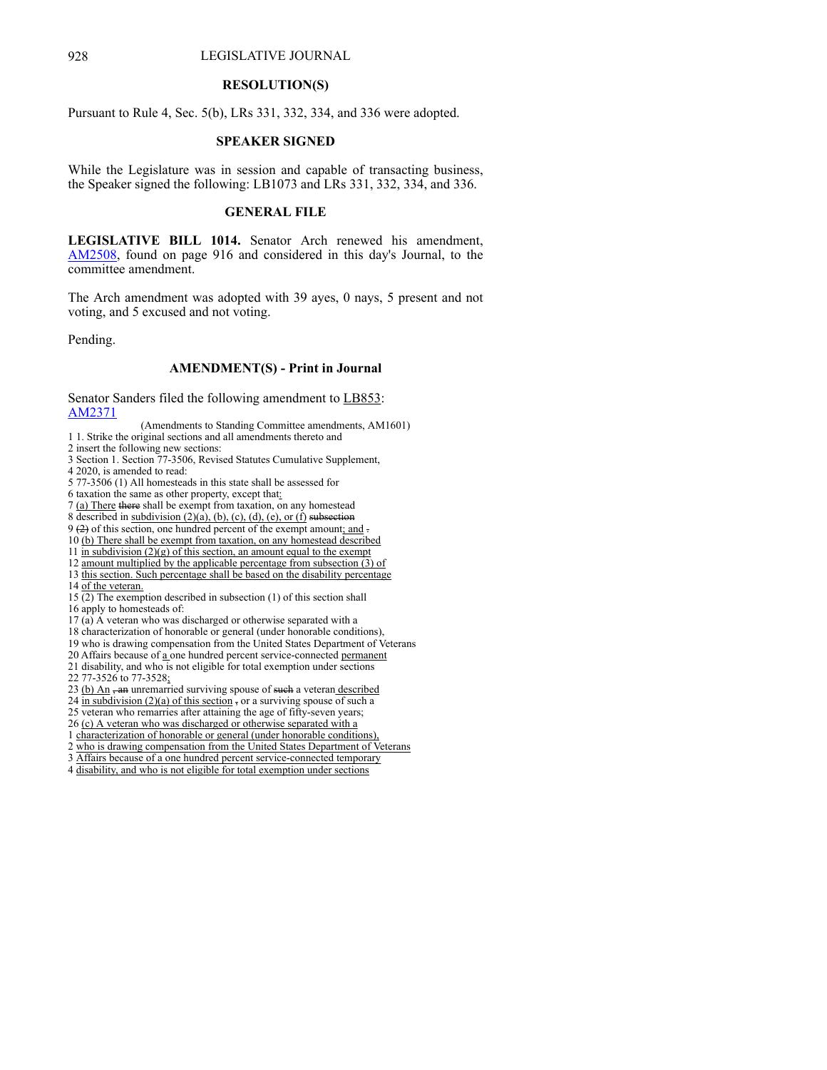## RESOLUTION(S)

Pursuant to Rule 4, Sec. 5(b), LRs 331, 332, 334, and 336 were adopted.

## SPEAKER SIGNED

While the Legislature was in session and capable of transacting business, the Speaker signed the following: LB1073 and LRs 331, 332, 334, and 336.

## GENERAL FILE

**LEGISLATIVE BILL 1014.** Senator Arch renewed his amendment, AM2508, found on page 916 and considered in this day's Journal, to the committee amendment.

The Arch amendment was adopted with 39 ayes, 0 nays, 5 present and not voting, and 5 excused and not voting.

Pending.

## AMENDMENT(S) - Print in Journal

Senator Sanders filed the following amendment to LB853:
AM2371

(Amendments to Standing Committee amendments, AM1601)

1 1. Strike the original sections and all amendments thereto and
2 insert the following new sections:
3 Section 1. Section 77-3506, Revised Statutes Cumulative Supplement,
4 2020, is amended to read:
5 77-3506 (1) All homesteads in this state shall be assessed for
6 taxation the same as other property, except that:
7 (a) There ~~there~~ shall be exempt from taxation, on any homestead
8 described in subdivision (2)(a), (b), (c), (d), (e), or (f) ~~subsection~~
9 ~~(2)~~ of this section, one hundred percent of the exempt amount; and ~~.~~
10 (b) There shall be exempt from taxation, on any homestead described
11 in subdivision (2)(g) of this section, an amount equal to the exempt
12 amount multiplied by the applicable percentage from subsection (3) of
13 this section. Such percentage shall be based on the disability percentage
14 of the veteran.
15 (2) The exemption described in subsection (1) of this section shall
16 apply to homesteads of:
17 (a) A veteran who was discharged or otherwise separated with a
18 characterization of honorable or general (under honorable conditions),
19 who is drawing compensation from the United States Department of Veterans
20 Affairs because of a one hundred percent service-connected permanent
21 disability, and who is not eligible for total exemption under sections
22 77-3526 to 77-3528;
23 (b) An ~~, an~~ unremarried surviving spouse of ~~such~~ a veteran described
24 in subdivision (2)(a) of this section ~~,~~ or a surviving spouse of such a
25 veteran who remarries after attaining the age of fifty-seven years;
26 (c) A veteran who was discharged or otherwise separated with a
1 characterization of honorable or general (under honorable conditions),
2 who is drawing compensation from the United States Department of Veterans
3 Affairs because of a one hundred percent service-connected temporary
4 disability, and who is not eligible for total exemption under sections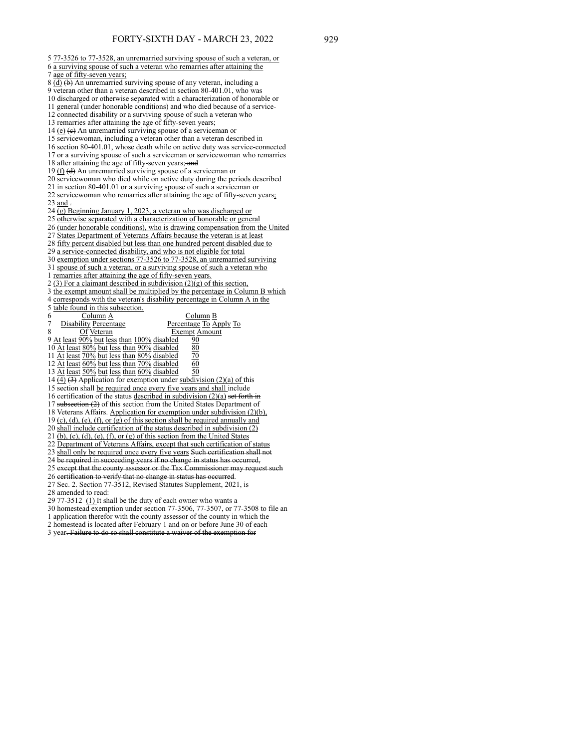5 77-3526 to 77-3528, an unremarried surviving spouse of such a veteran, or
6 a surviving spouse of such a veteran who remarries after attaining the
7 age of fifty-seven years;
8 (d) ~~(b)~~ An unremarried surviving spouse of any veteran, including a
9 veteran other than a veteran described in section 80-401.01, who was
10 discharged or otherwise separated with a characterization of honorable or
11 general (under honorable conditions) and who died because of a service-
12 connected disability or a surviving spouse of such a veteran who
13 remarries after attaining the age of fifty-seven years;
14 (e) ~~(c)~~ An unremarried surviving spouse of a serviceman or
15 servicewoman, including a veteran other than a veteran described in
16 section 80-401.01, whose death while on active duty was service-connected
17 or a surviving spouse of such a serviceman or servicewoman who remarries
18 after attaining the age of fifty-seven years; ~~and~~
19 (f) ~~(d)~~ An unremarried surviving spouse of a serviceman or
20 servicewoman who died while on active duty during the periods described
21 in section 80-401.01 or a surviving spouse of such a serviceman or
22 servicewoman who remarries after attaining the age of fifty-seven years;
23 and ~~.~~
24 (g) Beginning January 1, 2023, a veteran who was discharged or
25 otherwise separated with a characterization of honorable or general
26 (under honorable conditions), who is drawing compensation from the United
27 States Department of Veterans Affairs because the veteran is at least
28 fifty percent disabled but less than one hundred percent disabled due to
29 a service-connected disability, and who is not eligible for total
30 exemption under sections 77-3526 to 77-3528, an unremarried surviving
31 spouse of such a veteran, or a surviving spouse of such a veteran who
1 remarries after attaining the age of fifty-seven years.
2 (3) For a claimant described in subdivision (2)(g) of this section,
3 the exempt amount shall be multiplied by the percentage in Column B which
4 corresponds with the veteran's disability percentage in Column A in the
5 table found in this subsection.

| Column A Disability Percentage Of Veteran | Column B Percentage To Apply To Exempt Amount |
|---|---|
| At least 90% but less than 100% disabled | 90 |
| At least 80% but less than 90% disabled | 80 |
| At least 70% but less than 80% disabled | 70 |
| At least 60% but less than 70% disabled | 60 |
| At least 50% but less than 60% disabled | 50 |

14 (4) ~~(3)~~ Application for exemption under subdivision (2)(a) of this
15 section shall be required once every five years and shall include
16 certification of the status described in subdivision (2)(a) ~~set forth in~~
17 ~~subsection (2)~~ of this section from the United States Department of
18 Veterans Affairs. Application for exemption under subdivision (2)(b),
19 (c), (d), (e), (f), or (g) of this section shall be required annually and
20 shall include certification of the status described in subdivision (2)
21 (b), (c), (d), (e), (f), or (g) of this section from the United States
22 Department of Veterans Affairs, except that such certification of status
23 shall only be required once every five years ~~Such certification shall not~~
24 ~~be required in succeeding years if no change in status has occurred,~~
25 ~~except that the county assessor or the Tax Commissioner may request such~~
26 ~~certification to verify that no change in status has occurred~~.
27 Sec. 2. Section 77-3512, Revised Statutes Supplement, 2021, is
28 amended to read:
29 77-3512 (1) It shall be the duty of each owner who wants a
30 homestead exemption under section 77-3506, 77-3507, or 77-3508 to file an
1 application therefor with the county assessor of the county in which the
2 homestead is located after February 1 and on or before June 30 of each
3 year~~. Failure to do so shall constitute a waiver of the exemption for~~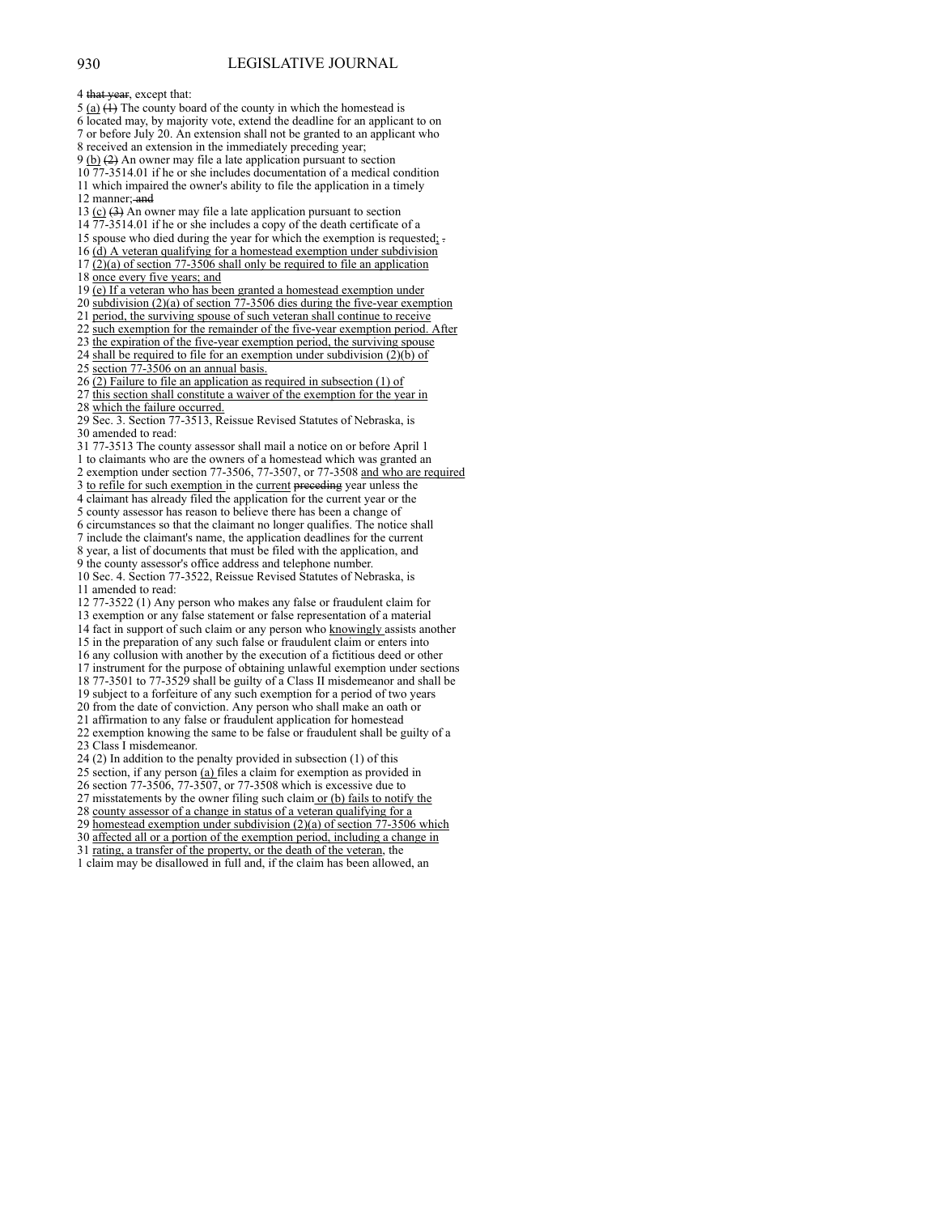4 ~~that year~~, except that:
5 <u>(a)</u> ~~(1)~~ The county board of the county in which the homestead is
6 located may, by majority vote, extend the deadline for an applicant to on
7 or before July 20. An extension shall not be granted to an applicant who
8 received an extension in the immediately preceding year;
9 <u>(b)</u> ~~(2)~~ An owner may file a late application pursuant to section
10 77-3514.01 if he or she includes documentation of a medical condition
11 which impaired the owner's ability to file the application in a timely
12 manner; ~~and~~
13 <u>(c)</u> ~~(3)~~ An owner may file a late application pursuant to section
14 77-3514.01 if he or she includes a copy of the death certificate of a
15 spouse who died during the year for which the exemption is requested<u>;</u> ~~.~~
16 <u>(d) A veteran qualifying for a homestead exemption under subdivision</u>
17 <u>(2)(a) of section 77-3506 shall only be required to file an application</u>
18 <u>once every five years; and</u>
19 <u>(e) If a veteran who has been granted a homestead exemption under</u>
20 <u>subdivision (2)(a) of section 77-3506 dies during the five-year exemption</u>
21 <u>period, the surviving spouse of such veteran shall continue to receive</u>
22 <u>such exemption for the remainder of the five-year exemption period. After</u>
23 <u>the expiration of the five-year exemption period, the surviving spouse</u>
24 <u>shall be required to file for an exemption under subdivision (2)(b) of</u>
25 <u>section 77-3506 on an annual basis.</u>
26 <u>(2) Failure to file an application as required in subsection (1) of</u>
27 <u>this section shall constitute a waiver of the exemption for the year in</u>
28 <u>which the failure occurred.</u>
29 Sec. 3. Section 77-3513, Reissue Revised Statutes of Nebraska, is
30 amended to read:
31 77-3513 The county assessor shall mail a notice on or before April 1
1 to claimants who are the owners of a homestead which was granted an
2 exemption under section 77-3506, 77-3507, or 77-3508 <u>and who are required</u>
3 <u>to refile for such exemption</u> in the <u>current</u> ~~preceding~~ year unless the
4 claimant has already filed the application for the current year or the
5 county assessor has reason to believe there has been a change of
6 circumstances so that the claimant no longer qualifies. The notice shall
7 include the claimant's name, the application deadlines for the current
8 year, a list of documents that must be filed with the application, and
9 the county assessor's office address and telephone number.
10 Sec. 4. Section 77-3522, Reissue Revised Statutes of Nebraska, is
11 amended to read:
12 77-3522 (1) Any person who makes any false or fraudulent claim for
13 exemption or any false statement or false representation of a material
14 fact in support of such claim or any person who <u>knowingly</u> assists another
15 in the preparation of any such false or fraudulent claim or enters into
16 any collusion with another by the execution of a fictitious deed or other
17 instrument for the purpose of obtaining unlawful exemption under sections
18 77-3501 to 77-3529 shall be guilty of a Class II misdemeanor and shall be
19 subject to a forfeiture of any such exemption for a period of two years
20 from the date of conviction. Any person who shall make an oath or
21 affirmation to any false or fraudulent application for homestead
22 exemption knowing the same to be false or fraudulent shall be guilty of a
23 Class I misdemeanor.
24 (2) In addition to the penalty provided in subsection (1) of this
25 section, if any person <u>(a)</u> files a claim for exemption as provided in
26 section 77-3506, 77-3507, or 77-3508 which is excessive due to
27 misstatements by the owner filing such claim <u>or (b) fails to notify the</u>
28 <u>county assessor of a change in status of a veteran qualifying for a</u>
29 <u>homestead exemption under subdivision (2)(a) of section 77-3506 which</u>
30 <u>affected all or a portion of the exemption period, including a change in</u>
31 <u>rating, a transfer of the property, or the death of the veteran</u>, the
1 claim may be disallowed in full and, if the claim has been allowed, an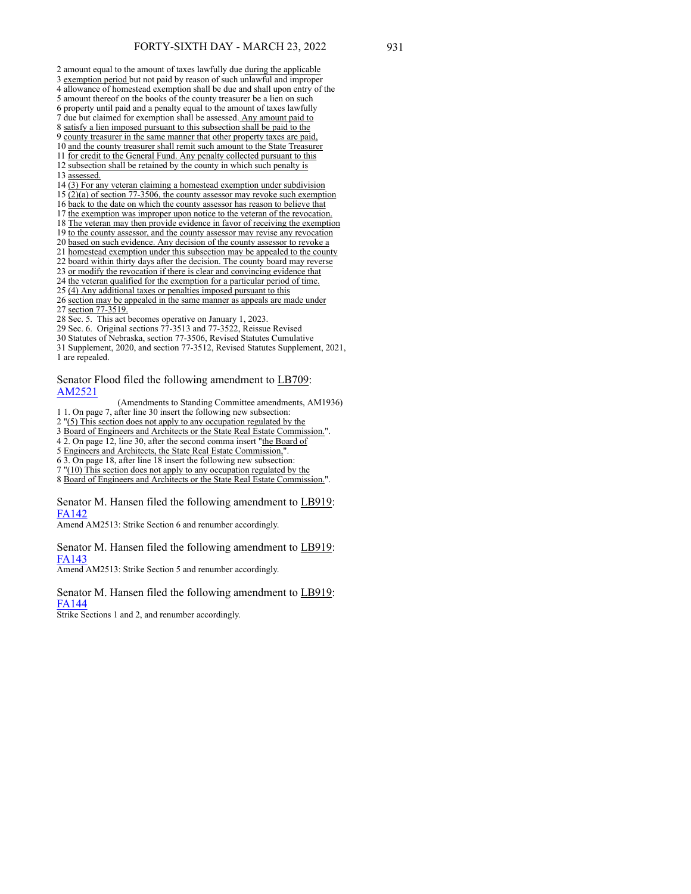2 amount equal to the amount of taxes lawfully due during the applicable
3 exemption period but not paid by reason of such unlawful and improper
4 allowance of homestead exemption shall be due and shall upon entry of the
5 amount thereof on the books of the county treasurer be a lien on such
6 property until paid and a penalty equal to the amount of taxes lawfully
7 due but claimed for exemption shall be assessed. Any amount paid to
8 satisfy a lien imposed pursuant to this subsection shall be paid to the
9 county treasurer in the same manner that other property taxes are paid,
10 and the county treasurer shall remit such amount to the State Treasurer
11 for credit to the General Fund. Any penalty collected pursuant to this
12 subsection shall be retained by the county in which such penalty is
13 assessed.
14 (3) For any veteran claiming a homestead exemption under subdivision
15 (2)(a) of section 77-3506, the county assessor may revoke such exemption
16 back to the date on which the county assessor has reason to believe that
17 the exemption was improper upon notice to the veteran of the revocation.
18 The veteran may then provide evidence in favor of receiving the exemption
19 to the county assessor, and the county assessor may revise any revocation
20 based on such evidence. Any decision of the county assessor to revoke a
21 homestead exemption under this subsection may be appealed to the county
22 board within thirty days after the decision. The county board may reverse
23 or modify the revocation if there is clear and convincing evidence that
24 the veteran qualified for the exemption for a particular period of time.
25 (4) Any additional taxes or penalties imposed pursuant to this
26 section may be appealed in the same manner as appeals are made under
27 section 77-3519.
28 Sec. 5. This act becomes operative on January 1, 2023.
29 Sec. 6. Original sections 77-3513 and 77-3522, Reissue Revised
30 Statutes of Nebraska, section 77-3506, Revised Statutes Cumulative
31 Supplement, 2020, and section 77-3512, Revised Statutes Supplement, 2021,
1 are repealed.

Senator Flood filed the following amendment to LB709:
AM2521

(Amendments to Standing Committee amendments, AM1936)

1 1. On page 7, after line 30 insert the following new subsection:
2 "(5) This section does not apply to any occupation regulated by the
3 Board of Engineers and Architects or the State Real Estate Commission.".
4 2. On page 12, line 30, after the second comma insert "the Board of
5 Engineers and Architects, the State Real Estate Commission,".
6 3. On page 18, after line 18 insert the following new subsection:
7 "(10) This section does not apply to any occupation regulated by the
8 Board of Engineers and Architects or the State Real Estate Commission.".

Senator M. Hansen filed the following amendment to LB919:
FA142
Amend AM2513: Strike Section 6 and renumber accordingly.

Senator M. Hansen filed the following amendment to LB919:
FA143
Amend AM2513: Strike Section 5 and renumber accordingly.

Senator M. Hansen filed the following amendment to LB919:
FA144
Strike Sections 1 and 2, and renumber accordingly.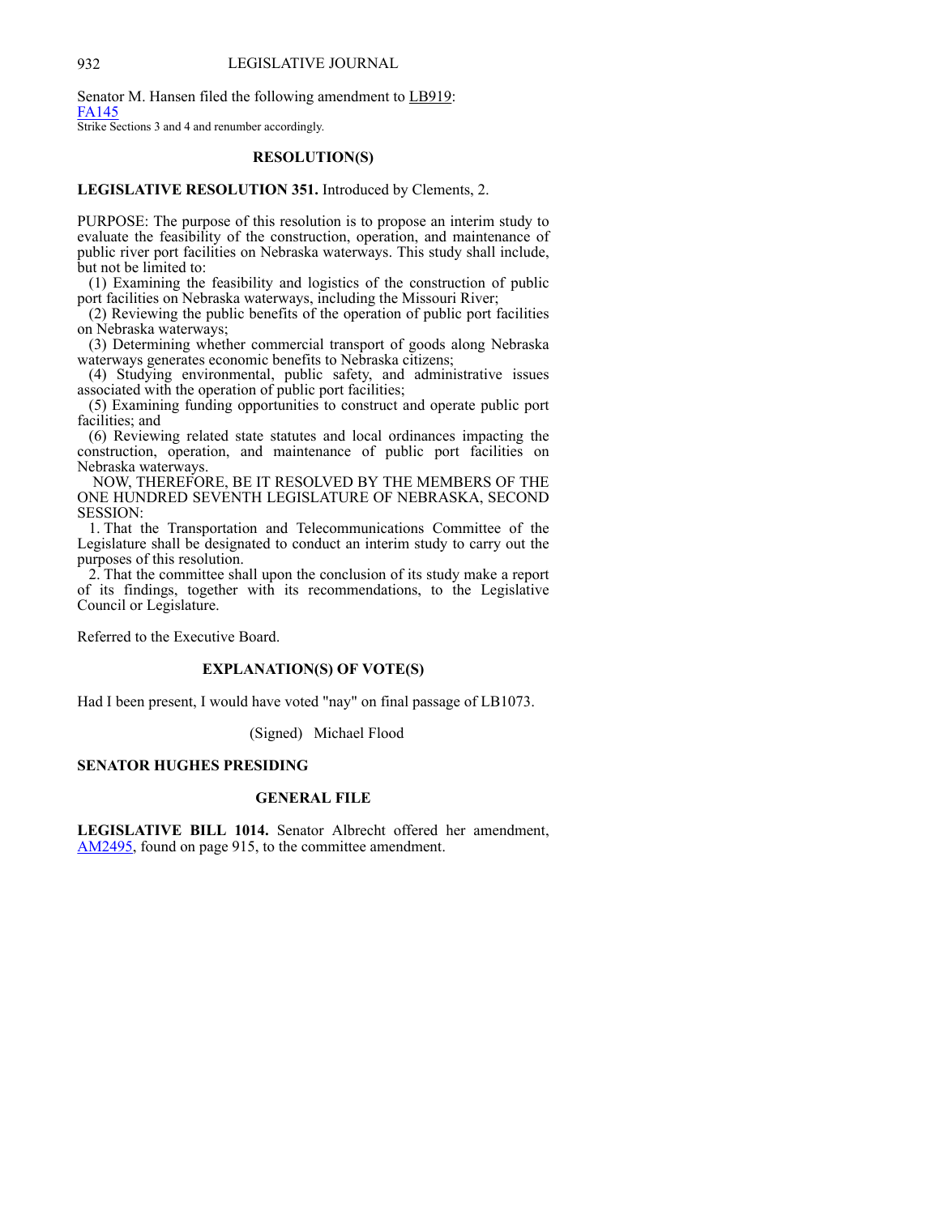Senator M. Hansen filed the following amendment to LB919:
FA145
Strike Sections 3 and 4 and renumber accordingly.

## RESOLUTION(S)

**LEGISLATIVE RESOLUTION 351.** Introduced by Clements, 2.

PURPOSE: The purpose of this resolution is to propose an interim study to evaluate the feasibility of the construction, operation, and maintenance of public river port facilities on Nebraska waterways. This study shall include, but not be limited to:

(1) Examining the feasibility and logistics of the construction of public port facilities on Nebraska waterways, including the Missouri River;

(2) Reviewing the public benefits of the operation of public port facilities on Nebraska waterways;

(3) Determining whether commercial transport of goods along Nebraska waterways generates economic benefits to Nebraska citizens;

(4) Studying environmental, public safety, and administrative issues associated with the operation of public port facilities;

(5) Examining funding opportunities to construct and operate public port facilities; and

(6) Reviewing related state statutes and local ordinances impacting the construction, operation, and maintenance of public port facilities on Nebraska waterways.

NOW, THEREFORE, BE IT RESOLVED BY THE MEMBERS OF THE ONE HUNDRED SEVENTH LEGISLATURE OF NEBRASKA, SECOND SESSION:

1. That the Transportation and Telecommunications Committee of the Legislature shall be designated to conduct an interim study to carry out the purposes of this resolution.

2. That the committee shall upon the conclusion of its study make a report of its findings, together with its recommendations, to the Legislative Council or Legislature.

Referred to the Executive Board.

## EXPLANATION(S) OF VOTE(S)

Had I been present, I would have voted "nay" on final passage of LB1073.

(Signed) Michael Flood

## SENATOR HUGHES PRESIDING

## GENERAL FILE

**LEGISLATIVE BILL 1014.** Senator Albrecht offered her amendment, AM2495, found on page 915, to the committee amendment.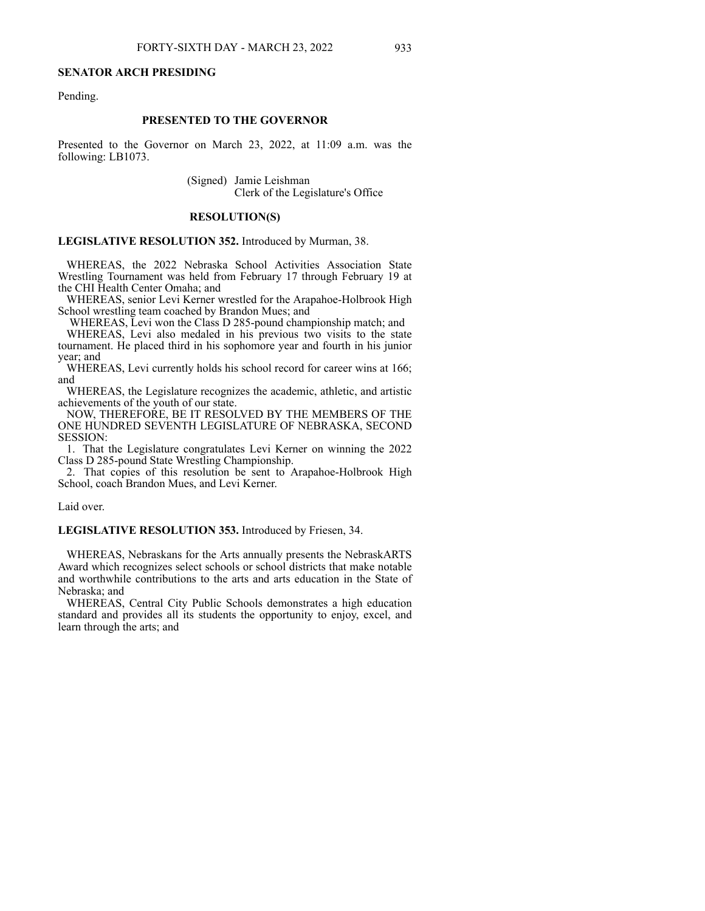**SENATOR ARCH PRESIDING**

Pending.

**PRESENTED TO THE GOVERNOR**

Presented to the Governor on March 23, 2022, at 11:09 a.m. was the following: LB1073.

(Signed) Jamie Leishman
Clerk of the Legislature's Office

**RESOLUTION(S)**

**LEGISLATIVE RESOLUTION 352.** Introduced by Murman, 38.

WHEREAS, the 2022 Nebraska School Activities Association State Wrestling Tournament was held from February 17 through February 19 at the CHI Health Center Omaha; and

WHEREAS, senior Levi Kerner wrestled for the Arapahoe-Holbrook High School wrestling team coached by Brandon Mues; and

WHEREAS, Levi won the Class D 285-pound championship match; and

WHEREAS, Levi also medaled in his previous two visits to the state tournament. He placed third in his sophomore year and fourth in his junior year; and

WHEREAS, Levi currently holds his school record for career wins at 166; and

WHEREAS, the Legislature recognizes the academic, athletic, and artistic achievements of the youth of our state.

NOW, THEREFORE, BE IT RESOLVED BY THE MEMBERS OF THE ONE HUNDRED SEVENTH LEGISLATURE OF NEBRASKA, SECOND SESSION:

1. That the Legislature congratulates Levi Kerner on winning the 2022 Class D 285-pound State Wrestling Championship.
2. That copies of this resolution be sent to Arapahoe-Holbrook High School, coach Brandon Mues, and Levi Kerner.

Laid over.

**LEGISLATIVE RESOLUTION 353.** Introduced by Friesen, 34.

WHEREAS, Nebraskans for the Arts annually presents the NebraskARTS Award which recognizes select schools or school districts that make notable and worthwhile contributions to the arts and arts education in the State of Nebraska; and

WHEREAS, Central City Public Schools demonstrates a high education standard and provides all its students the opportunity to enjoy, excel, and learn through the arts; and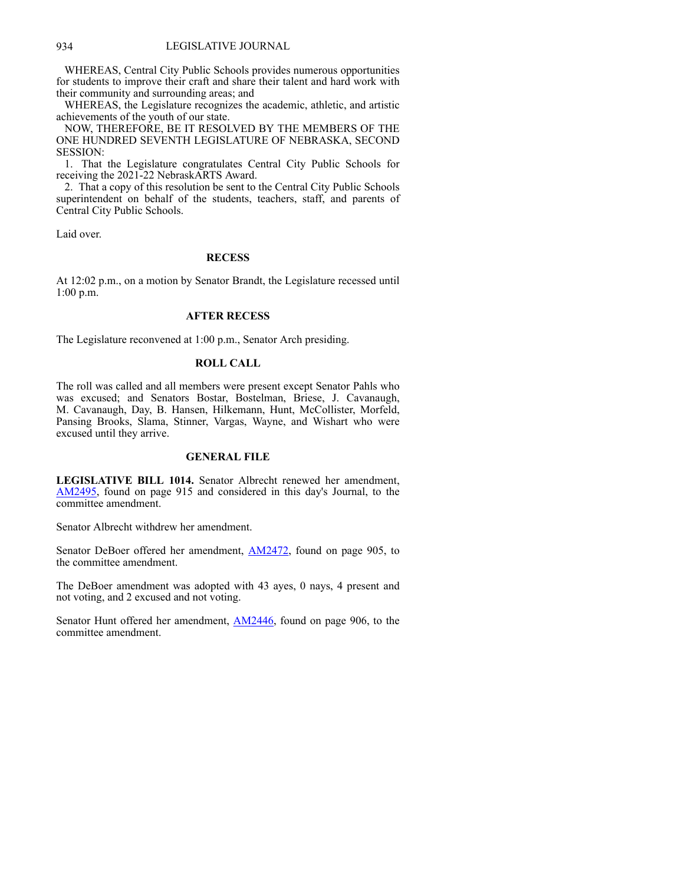WHEREAS, Central City Public Schools provides numerous opportunities for students to improve their craft and share their talent and hard work with their community and surrounding areas; and

WHEREAS, the Legislature recognizes the academic, athletic, and artistic achievements of the youth of our state.

NOW, THEREFORE, BE IT RESOLVED BY THE MEMBERS OF THE ONE HUNDRED SEVENTH LEGISLATURE OF NEBRASKA, SECOND SESSION:

1. That the Legislature congratulates Central City Public Schools for receiving the 2021-22 NebraskARTS Award.

2. That a copy of this resolution be sent to the Central City Public Schools superintendent on behalf of the students, teachers, staff, and parents of Central City Public Schools.

Laid over.

### RECESS

At 12:02 p.m., on a motion by Senator Brandt, the Legislature recessed until 1:00 p.m.

### AFTER RECESS

The Legislature reconvened at 1:00 p.m., Senator Arch presiding.

### ROLL CALL

The roll was called and all members were present except Senator Pahls who was excused; and Senators Bostar, Bostelman, Briese, J. Cavanaugh, M. Cavanaugh, Day, B. Hansen, Hilkemann, Hunt, McCollister, Morfeld, Pansing Brooks, Slama, Stinner, Vargas, Wayne, and Wishart who were excused until they arrive.

### GENERAL FILE

**LEGISLATIVE BILL 1014.** Senator Albrecht renewed her amendment, AM2495, found on page 915 and considered in this day's Journal, to the committee amendment.

Senator Albrecht withdrew her amendment.

Senator DeBoer offered her amendment, AM2472, found on page 905, to the committee amendment.

The DeBoer amendment was adopted with 43 ayes, 0 nays, 4 present and not voting, and 2 excused and not voting.

Senator Hunt offered her amendment, AM2446, found on page 906, to the committee amendment.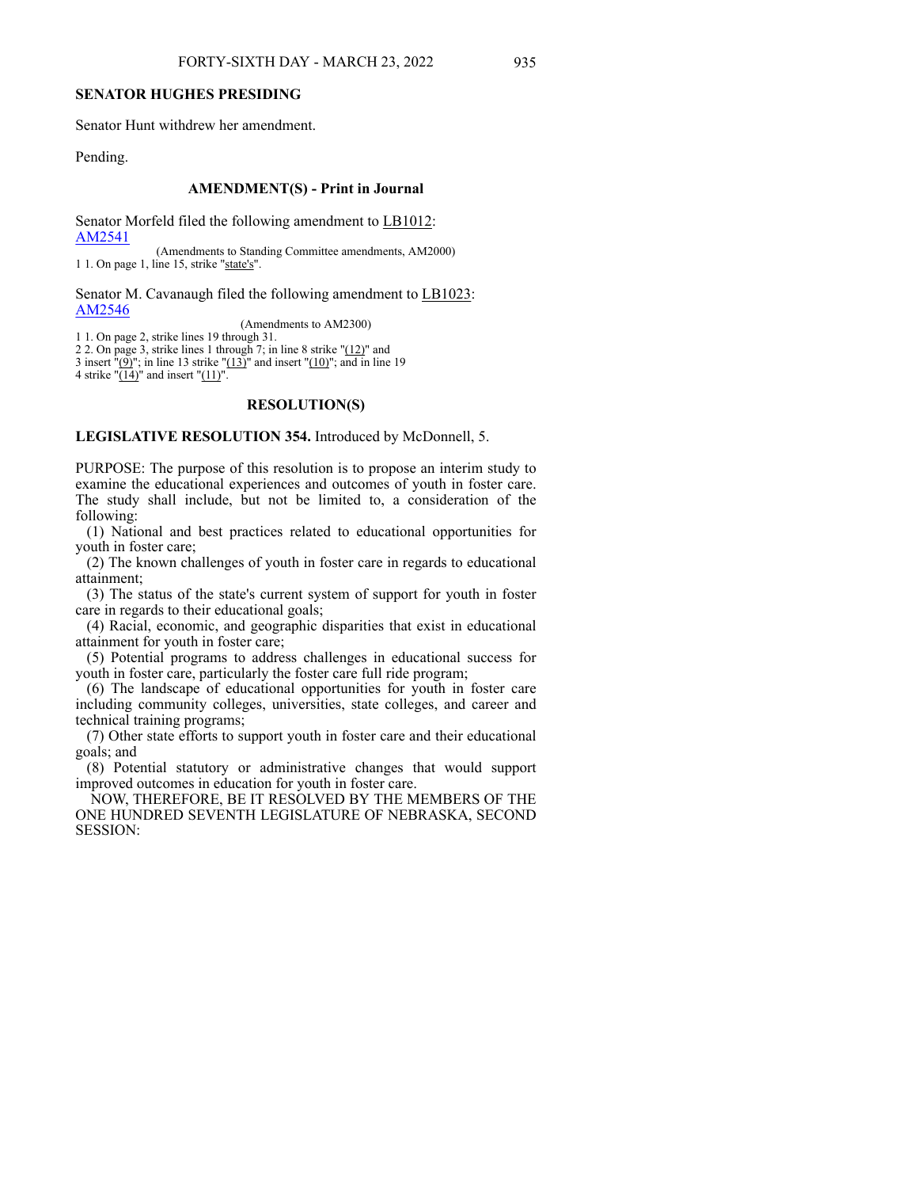**SENATOR HUGHES PRESIDING**

Senator Hunt withdrew her amendment.

Pending.

## AMENDMENT(S) - Print in Journal

Senator Morfeld filed the following amendment to LB1012:
AM2541

(Amendments to Standing Committee amendments, AM2000)
1 1. On page 1, line 15, strike "state's".

Senator M. Cavanaugh filed the following amendment to LB1023:
AM2546

(Amendments to AM2300)
1 1. On page 2, strike lines 19 through 31.
2 2. On page 3, strike lines 1 through 7; in line 8 strike "(12)" and
3 insert "(9)"; in line 13 strike "(13)" and insert "(10)"; and in line 19
4 strike "(14)" and insert "(11)".

## RESOLUTION(S)

**LEGISLATIVE RESOLUTION 354.** Introduced by McDonnell, 5.

PURPOSE: The purpose of this resolution is to propose an interim study to examine the educational experiences and outcomes of youth in foster care. The study shall include, but not be limited to, a consideration of the following:

(1) National and best practices related to educational opportunities for youth in foster care;

(2) The known challenges of youth in foster care in regards to educational attainment;

(3) The status of the state's current system of support for youth in foster care in regards to their educational goals;

(4) Racial, economic, and geographic disparities that exist in educational attainment for youth in foster care;

(5) Potential programs to address challenges in educational success for youth in foster care, particularly the foster care full ride program;

(6) The landscape of educational opportunities for youth in foster care including community colleges, universities, state colleges, and career and technical training programs;

(7) Other state efforts to support youth in foster care and their educational goals; and

(8) Potential statutory or administrative changes that would support improved outcomes in education for youth in foster care.

NOW, THEREFORE, BE IT RESOLVED BY THE MEMBERS OF THE ONE HUNDRED SEVENTH LEGISLATURE OF NEBRASKA, SECOND SESSION: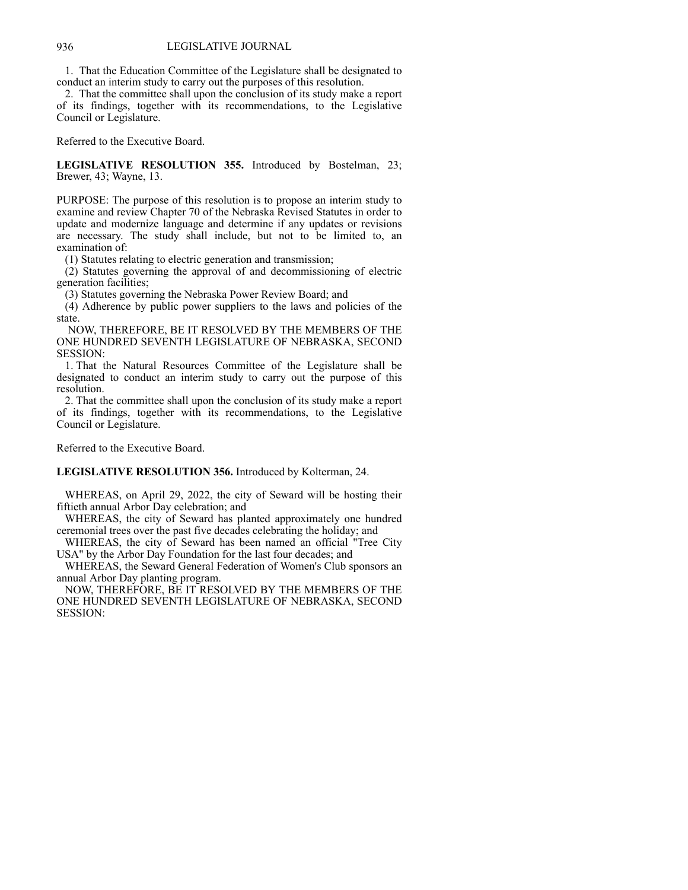1. That the Education Committee of the Legislature shall be designated to conduct an interim study to carry out the purposes of this resolution.

2. That the committee shall upon the conclusion of its study make a report of its findings, together with its recommendations, to the Legislative Council or Legislature.

Referred to the Executive Board.

**LEGISLATIVE RESOLUTION 355.** Introduced by Bostelman, 23; Brewer, 43; Wayne, 13.

PURPOSE: The purpose of this resolution is to propose an interim study to examine and review Chapter 70 of the Nebraska Revised Statutes in order to update and modernize language and determine if any updates or revisions are necessary. The study shall include, but not to be limited to, an examination of:

(1) Statutes relating to electric generation and transmission;

(2) Statutes governing the approval of and decommissioning of electric generation facilities;

(3) Statutes governing the Nebraska Power Review Board; and

(4) Adherence by public power suppliers to the laws and policies of the state.

NOW, THEREFORE, BE IT RESOLVED BY THE MEMBERS OF THE ONE HUNDRED SEVENTH LEGISLATURE OF NEBRASKA, SECOND SESSION:

1. That the Natural Resources Committee of the Legislature shall be designated to conduct an interim study to carry out the purpose of this resolution.

2. That the committee shall upon the conclusion of its study make a report of its findings, together with its recommendations, to the Legislative Council or Legislature.

Referred to the Executive Board.

**LEGISLATIVE RESOLUTION 356.** Introduced by Kolterman, 24.

WHEREAS, on April 29, 2022, the city of Seward will be hosting their fiftieth annual Arbor Day celebration; and

WHEREAS, the city of Seward has planted approximately one hundred ceremonial trees over the past five decades celebrating the holiday; and

WHEREAS, the city of Seward has been named an official "Tree City USA" by the Arbor Day Foundation for the last four decades; and

WHEREAS, the Seward General Federation of Women's Club sponsors an annual Arbor Day planting program.

NOW, THEREFORE, BE IT RESOLVED BY THE MEMBERS OF THE ONE HUNDRED SEVENTH LEGISLATURE OF NEBRASKA, SECOND SESSION: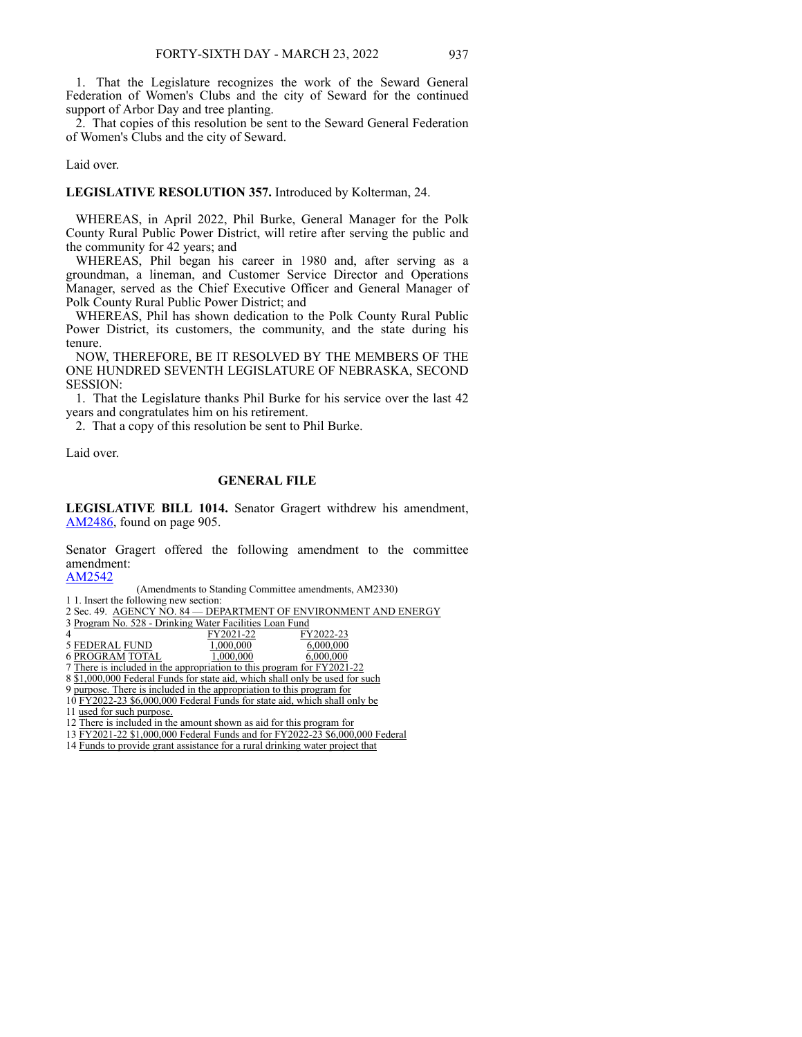1. That the Legislature recognizes the work of the Seward General Federation of Women's Clubs and the city of Seward for the continued support of Arbor Day and tree planting.

2. That copies of this resolution be sent to the Seward General Federation of Women's Clubs and the city of Seward.

Laid over.

**LEGISLATIVE RESOLUTION 357.** Introduced by Kolterman, 24.

WHEREAS, in April 2022, Phil Burke, General Manager for the Polk County Rural Public Power District, will retire after serving the public and the community for 42 years; and

WHEREAS, Phil began his career in 1980 and, after serving as a groundman, a lineman, and Customer Service Director and Operations Manager, served as the Chief Executive Officer and General Manager of Polk County Rural Public Power District; and

WHEREAS, Phil has shown dedication to the Polk County Rural Public Power District, its customers, the community, and the state during his tenure.

NOW, THEREFORE, BE IT RESOLVED BY THE MEMBERS OF THE ONE HUNDRED SEVENTH LEGISLATURE OF NEBRASKA, SECOND SESSION:

1. That the Legislature thanks Phil Burke for his service over the last 42 years and congratulates him on his retirement.

2. That a copy of this resolution be sent to Phil Burke.

Laid over.

## GENERAL FILE

**LEGISLATIVE BILL 1014.** Senator Gragert withdrew his amendment, AM2486, found on page 905.

Senator Gragert offered the following amendment to the committee amendment:

AM2542

(Amendments to Standing Committee amendments, AM2330)

1 1. Insert the following new section:
2 Sec. 49. AGENCY NO. 84 — DEPARTMENT OF ENVIRONMENT AND ENERGY
3 Program No. 528 - Drinking Water Facilities Loan Fund

| 4 | FY2021-22 | FY2022-23 |
|---|---|---|
| 5 FEDERAL FUND | 1,000,000 | 6,000,000 |
| 6 PROGRAM TOTAL | 1,000,000 | 6,000,000 |

7 There is included in the appropriation to this program for FY2021-22
8 $1,000,000 Federal Funds for state aid, which shall only be used for such
9 purpose. There is included in the appropriation to this program for
10 FY2022-23 $6,000,000 Federal Funds for state aid, which shall only be
11 used for such purpose.
12 There is included in the amount shown as aid for this program for
13 FY2021-22 $1,000,000 Federal Funds and for FY2022-23 $6,000,000 Federal
14 Funds to provide grant assistance for a rural drinking water project that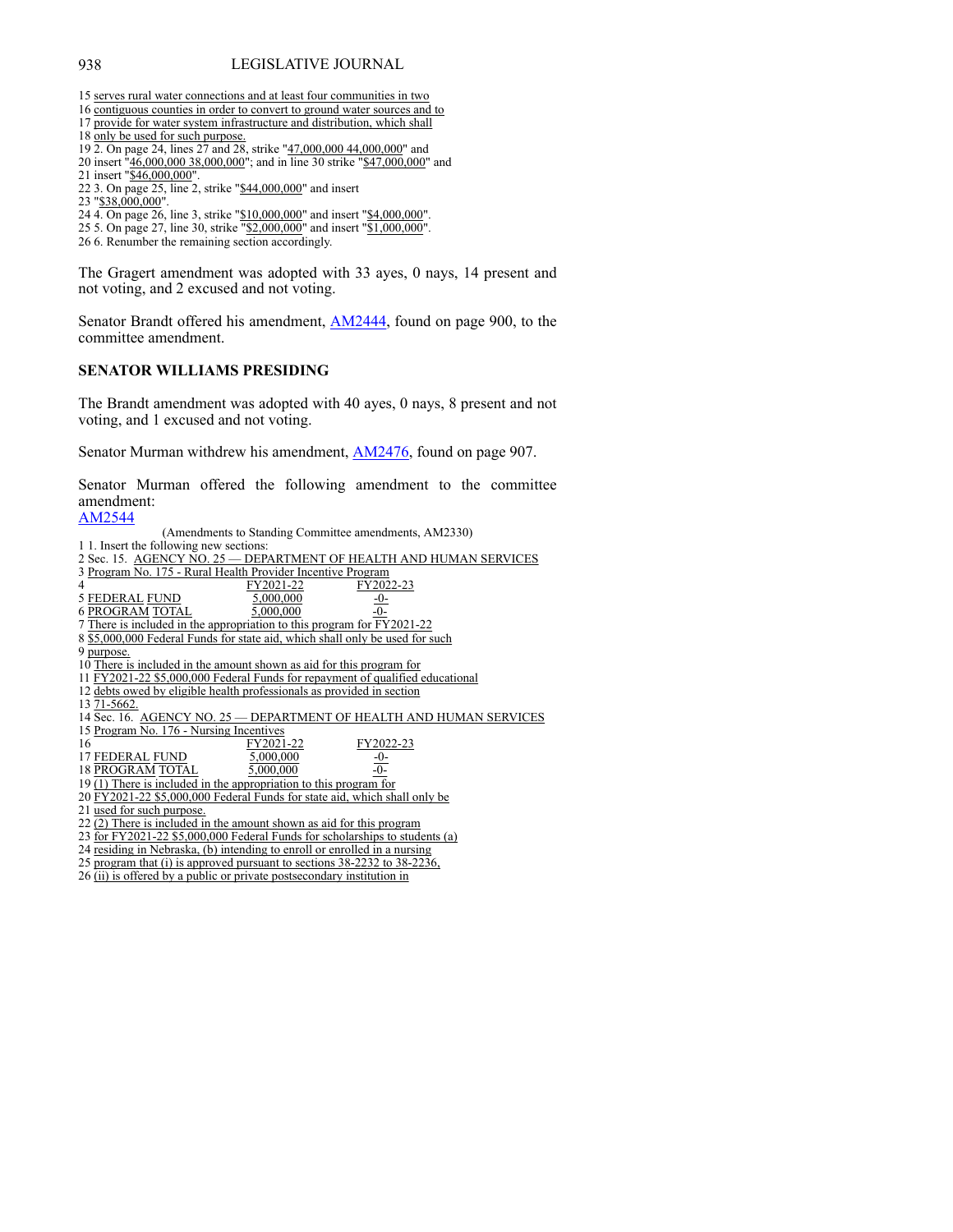15 serves rural water connections and at least four communities in two
16 contiguous counties in order to convert to ground water sources and to
17 provide for water system infrastructure and distribution, which shall
18 only be used for such purpose.
19 2. On page 24, lines 27 and 28, strike "47,000,000 44,000,000" and
20 insert "46,000,000 38,000,000"; and in line 30 strike "$47,000,000" and
21 insert "$46,000,000".
22 3. On page 25, line 2, strike "$44,000,000" and insert
23 "$38,000,000".
24 4. On page 26, line 3, strike "$10,000,000" and insert "$4,000,000".
25 5. On page 27, line 30, strike "$2,000,000" and insert "$1,000,000".
26 6. Renumber the remaining section accordingly.

The Gragert amendment was adopted with 33 ayes, 0 nays, 14 present and not voting, and 2 excused and not voting.

Senator Brandt offered his amendment, AM2444, found on page 900, to the committee amendment.

**SENATOR WILLIAMS PRESIDING**

The Brandt amendment was adopted with 40 ayes, 0 nays, 8 present and not voting, and 1 excused and not voting.

Senator Murman withdrew his amendment, AM2476, found on page 907.

Senator Murman offered the following amendment to the committee amendment:

AM2544

(Amendments to Standing Committee amendments, AM2330)

1 1. Insert the following new sections:
2 Sec. 15. AGENCY NO. 25 — DEPARTMENT OF HEALTH AND HUMAN SERVICES
3 Program No. 175 - Rural Health Provider Incentive Program

| 4 | FY2021-22 | FY2022-23 |
|---|---|---|
| 5 FEDERAL FUND | 5,000,000 | -0- |
| 6 PROGRAM TOTAL | 5,000,000 | -0- |

7 There is included in the appropriation to this program for FY2021-22
8 $5,000,000 Federal Funds for state aid, which shall only be used for such
9 purpose.
10 There is included in the amount shown as aid for this program for
11 FY2021-22 $5,000,000 Federal Funds for repayment of qualified educational
12 debts owed by eligible health professionals as provided in section
13 71-5662.
14 Sec. 16. AGENCY NO. 25 — DEPARTMENT OF HEALTH AND HUMAN SERVICES
15 Program No. 176 - Nursing Incentives

| 16 | FY2021-22 | FY2022-23 |
|---|---|---|
| 17 FEDERAL FUND | 5,000,000 | -0- |
| 18 PROGRAM TOTAL | 5,000,000 | -0- |

19 (1) There is included in the appropriation to this program for
20 FY2021-22 $5,000,000 Federal Funds for state aid, which shall only be
21 used for such purpose.
22 (2) There is included in the amount shown as aid for this program
23 for FY2021-22 $5,000,000 Federal Funds for scholarships to students (a)
24 residing in Nebraska, (b) intending to enroll or enrolled in a nursing
25 program that (i) is approved pursuant to sections 38-2232 to 38-2236,
26 (ii) is offered by a public or private postsecondary institution in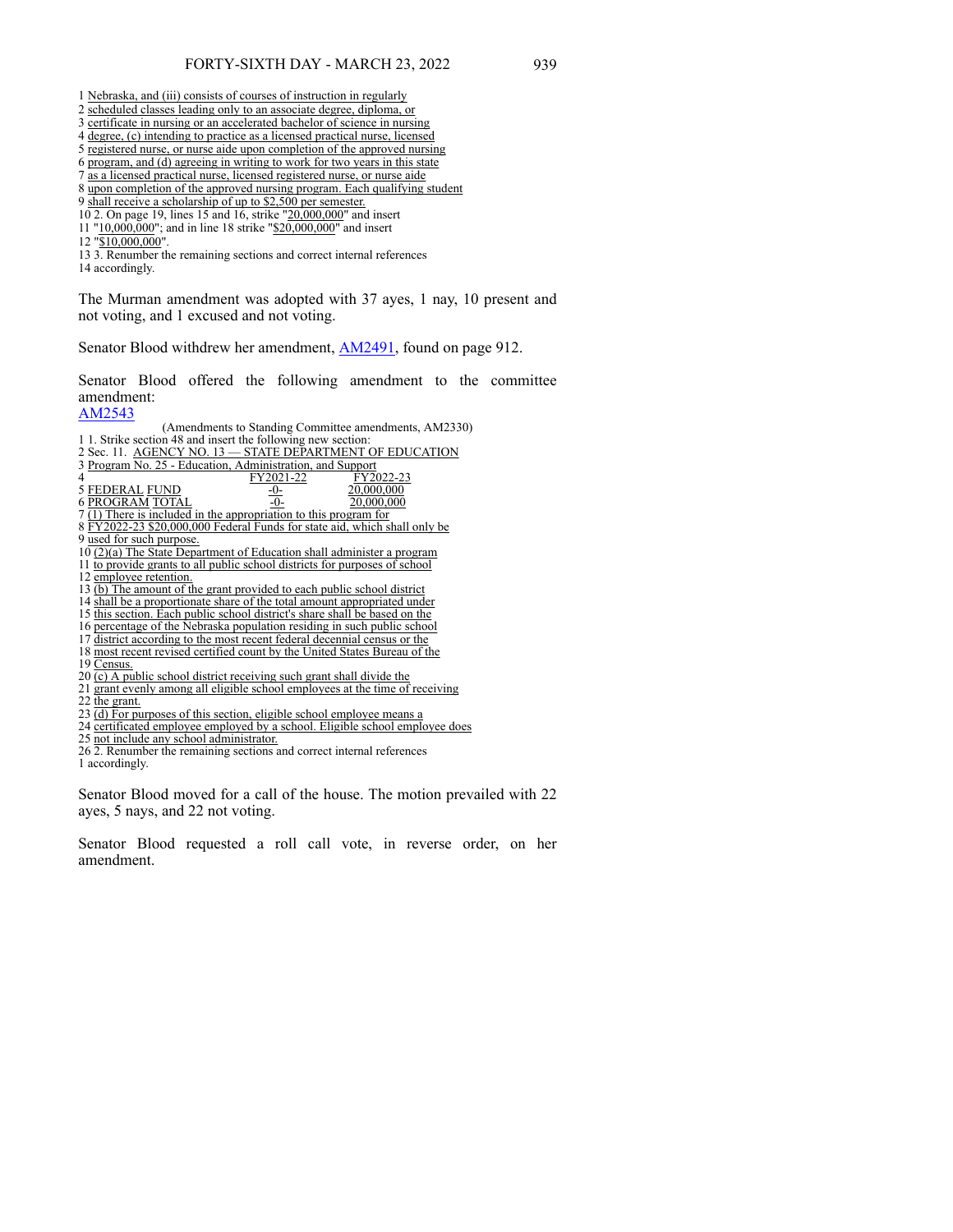1 Nebraska, and (iii) consists of courses of instruction in regularly
2 scheduled classes leading only to an associate degree, diploma, or
3 certificate in nursing or an accelerated bachelor of science in nursing
4 degree, (c) intending to practice as a licensed practical nurse, licensed
5 registered nurse, or nurse aide upon completion of the approved nursing
6 program, and (d) agreeing in writing to work for two years in this state
7 as a licensed practical nurse, licensed registered nurse, or nurse aide
8 upon completion of the approved nursing program. Each qualifying student
9 shall receive a scholarship of up to $2,500 per semester.
10 2. On page 19, lines 15 and 16, strike "20,000,000" and insert
11 "10,000,000"; and in line 18 strike "$20,000,000" and insert
12 "$10,000,000".
13 3. Renumber the remaining sections and correct internal references
14 accordingly.

The Murman amendment was adopted with 37 ayes, 1 nay, 10 present and not voting, and 1 excused and not voting.

Senator Blood withdrew her amendment, AM2491, found on page 912.

Senator Blood offered the following amendment to the committee amendment:
AM2543

(Amendments to Standing Committee amendments, AM2330)
1 1. Strike section 48 and insert the following new section:
2 Sec. 11. AGENCY NO. 13 — STATE DEPARTMENT OF EDUCATION
3 Program No. 25 - Education, Administration, and Support

| 4 | FY2021-22 | FY2022-23 |
|---|---|---|
| 5 FEDERAL FUND | -0- | 20,000,000 |
| 6 PROGRAM TOTAL | -0- | 20,000,000 |

7 (1) There is included in the appropriation to this program for
8 FY2022-23 $20,000,000 Federal Funds for state aid, which shall only be
9 used for such purpose.
10 (2)(a) The State Department of Education shall administer a program
11 to provide grants to all public school districts for purposes of school
12 employee retention.
13 (b) The amount of the grant provided to each public school district
14 shall be a proportionate share of the total amount appropriated under
15 this section. Each public school district's share shall be based on the
16 percentage of the Nebraska population residing in such public school
17 district according to the most recent federal decennial census or the
18 most recent revised certified count by the United States Bureau of the
19 Census.
20 (c) A public school district receiving such grant shall divide the
21 grant evenly among all eligible school employees at the time of receiving
22 the grant.
23 (d) For purposes of this section, eligible school employee means a
24 certificated employee employed by a school. Eligible school employee does
25 not include any school administrator.
26 2. Renumber the remaining sections and correct internal references
1 accordingly.

Senator Blood moved for a call of the house. The motion prevailed with 22 ayes, 5 nays, and 22 not voting.

Senator Blood requested a roll call vote, in reverse order, on her amendment.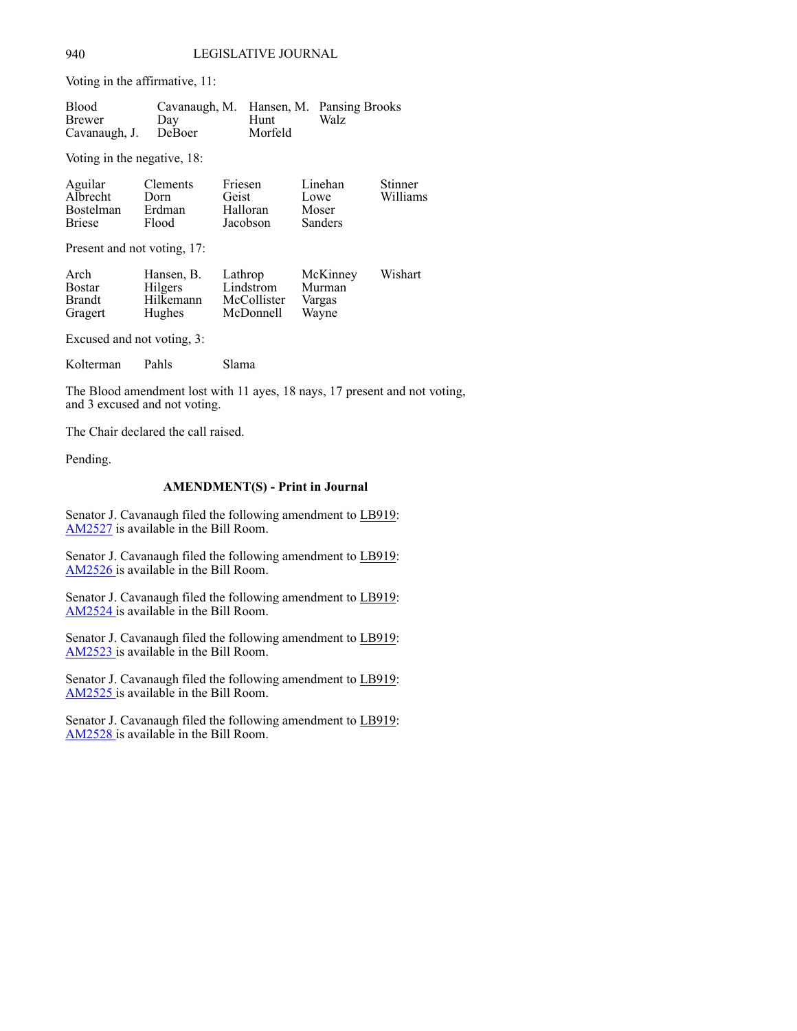Voting in the affirmative, 11:

| | | | |
|---|---|---|---|
| Blood | Cavanaugh, M. | Hansen, M. | Pansing Brooks |
| Brewer | Day | Hunt | Walz |
| Cavanaugh, J. | DeBoer | Morfeld | |

Voting in the negative, 18:

| | | | | |
|---|---|---|---|---|
| Aguilar | Clements | Friesen | Linehan | Stinner |
| Albrecht | Dorn | Geist | Lowe | Williams |
| Bostelman | Erdman | Halloran | Moser | |
| Briese | Flood | Jacobson | Sanders | |

Present and not voting, 17:

| | | | | |
|---|---|---|---|---|
| Arch | Hansen, B. | Lathrop | McKinney | Wishart |
| Bostar | Hilgers | Lindstrom | Murman | |
| Brandt | Hilkemann | McCollister | Vargas | |
| Gragert | Hughes | McDonnell | Wayne | |

Excused and not voting, 3:

| | | |
|---|---|---|
| Kolterman | Pahls | Slama |

The Blood amendment lost with 11 ayes, 18 nays, 17 present and not voting, and 3 excused and not voting.

The Chair declared the call raised.

Pending.

### AMENDMENT(S) - Print in Journal

Senator J. Cavanaugh filed the following amendment to LB919:
AM2527 is available in the Bill Room.

Senator J. Cavanaugh filed the following amendment to LB919:
AM2526 is available in the Bill Room.

Senator J. Cavanaugh filed the following amendment to LB919:
AM2524 is available in the Bill Room.

Senator J. Cavanaugh filed the following amendment to LB919:
AM2523 is available in the Bill Room.

Senator J. Cavanaugh filed the following amendment to LB919:
AM2525 is available in the Bill Room.

Senator J. Cavanaugh filed the following amendment to LB919:
AM2528 is available in the Bill Room.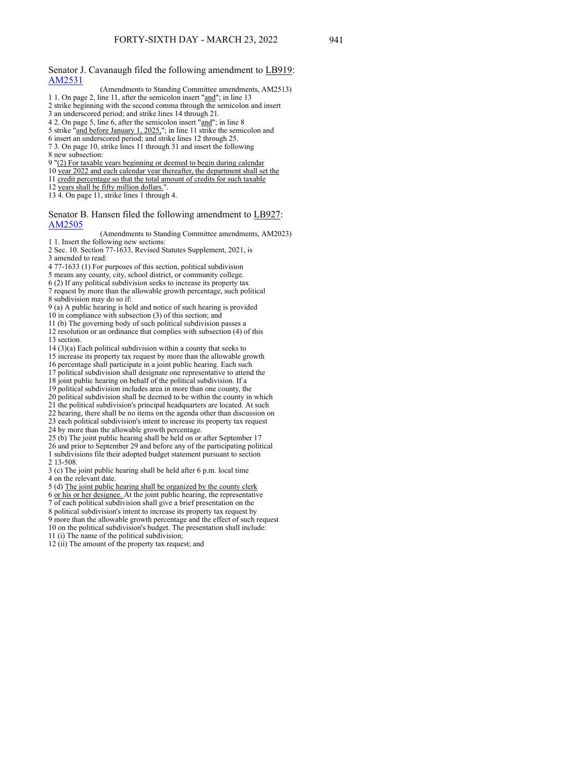Senator J. Cavanaugh filed the following amendment to LB919:
AM2531

(Amendments to Standing Committee amendments, AM2513)

1 1. On page 2, line 11, after the semicolon insert "and"; in line 13
2 strike beginning with the second comma through the semicolon and insert
3 an underscored period; and strike lines 14 through 21.
4 2. On page 5, line 6, after the semicolon insert "and"; in line 8
5 strike "and before January 1, 2025,"; in line 11 strike the semicolon and
6 insert an underscored period; and strike lines 12 through 25.
7 3. On page 10, strike lines 11 through 31 and insert the following
8 new subsection:
9 "(2) For taxable years beginning or deemed to begin during calendar
10 year 2022 and each calendar year thereafter, the department shall set the
11 credit percentage so that the total amount of credits for such taxable
12 years shall be fifty million dollars.".
13 4. On page 11, strike lines 1 through 4.

Senator B. Hansen filed the following amendment to LB927:
AM2505

(Amendments to Standing Committee amendments, AM2023)

1 1. Insert the following new sections:
2 Sec. 10. Section 77-1633, Revised Statutes Supplement, 2021, is
3 amended to read:
4 77-1633 (1) For purposes of this section, political subdivision
5 means any county, city, school district, or community college.
6 (2) If any political subdivision seeks to increase its property tax
7 request by more than the allowable growth percentage, such political
8 subdivision may do so if:
9 (a) A public hearing is held and notice of such hearing is provided
10 in compliance with subsection (3) of this section; and
11 (b) The governing body of such political subdivision passes a
12 resolution or an ordinance that complies with subsection (4) of this
13 section.
14 (3)(a) Each political subdivision within a county that seeks to
15 increase its property tax request by more than the allowable growth
16 percentage shall participate in a joint public hearing. Each such
17 political subdivision shall designate one representative to attend the
18 joint public hearing on behalf of the political subdivision. If a
19 political subdivision includes area in more than one county, the
20 political subdivision shall be deemed to be within the county in which
21 the political subdivision's principal headquarters are located. At such
22 hearing, there shall be no items on the agenda other than discussion on
23 each political subdivision's intent to increase its property tax request
24 by more than the allowable growth percentage.
25 (b) The joint public hearing shall be held on or after September 17
26 and prior to September 29 and before any of the participating political
1 subdivisions file their adopted budget statement pursuant to section
2 13-508.
3 (c) The joint public hearing shall be held after 6 p.m. local time
4 on the relevant date.
5 (d) The joint public hearing shall be organized by the county clerk
6 or his or her designee. At the joint public hearing, the representative
7 of each political subdivision shall give a brief presentation on the
8 political subdivision's intent to increase its property tax request by
9 more than the allowable growth percentage and the effect of such request
10 on the political subdivision's budget. The presentation shall include:
11 (i) The name of the political subdivision;
12 (ii) The amount of the property tax request; and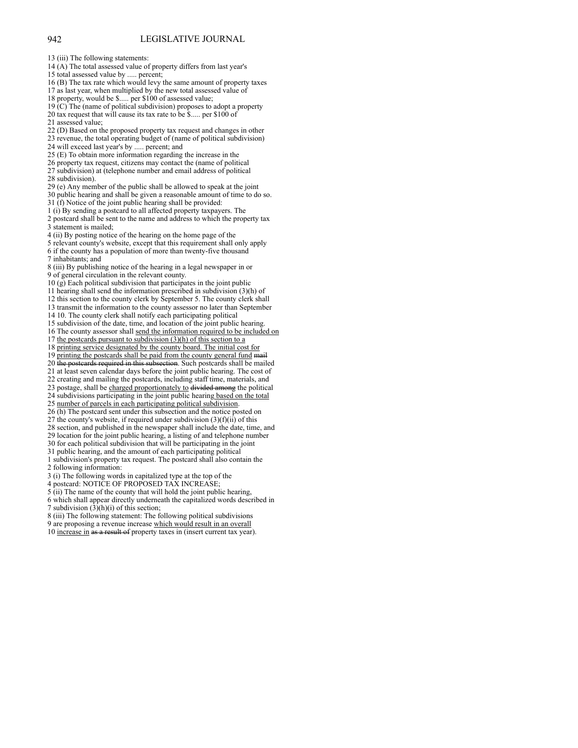13 (iii) The following statements:
14 (A) The total assessed value of property differs from last year's
15 total assessed value by ..... percent;
16 (B) The tax rate which would levy the same amount of property taxes
17 as last year, when multiplied by the new total assessed value of
18 property, would be $..... per $100 of assessed value;
19 (C) The (name of political subdivision) proposes to adopt a property
20 tax request that will cause its tax rate to be $..... per $100 of
21 assessed value;
22 (D) Based on the proposed property tax request and changes in other
23 revenue, the total operating budget of (name of political subdivision)
24 will exceed last year's by ..... percent; and
25 (E) To obtain more information regarding the increase in the
26 property tax request, citizens may contact the (name of political
27 subdivision) at (telephone number and email address of political
28 subdivision).
29 (e) Any member of the public shall be allowed to speak at the joint
30 public hearing and shall be given a reasonable amount of time to do so.
31 (f) Notice of the joint public hearing shall be provided:
1 (i) By sending a postcard to all affected property taxpayers. The
2 postcard shall be sent to the name and address to which the property tax
3 statement is mailed;
4 (ii) By posting notice of the hearing on the home page of the
5 relevant county's website, except that this requirement shall only apply
6 if the county has a population of more than twenty-five thousand
7 inhabitants; and
8 (iii) By publishing notice of the hearing in a legal newspaper in or
9 of general circulation in the relevant county.
10 (g) Each political subdivision that participates in the joint public
11 hearing shall send the information prescribed in subdivision (3)(h) of
12 this section to the county clerk by September 5. The county clerk shall
13 transmit the information to the county assessor no later than September
14 10. The county clerk shall notify each participating political
15 subdivision of the date, time, and location of the joint public hearing.
16 The county assessor shall <u>send the information required to be included on</u>
17 <u>the postcards pursuant to subdivision (3)(h) of this section to a</u>
18 <u>printing service designated by the county board. The initial cost for</u>
19 <u>printing the postcards shall be paid from the county general fund</u> ~~mail~~
20 ~~the postcards required in this subsection~~. Such postcards shall be mailed
21 at least seven calendar days before the joint public hearing. The cost of
22 creating and mailing the postcards, including staff time, materials, and
23 postage, shall be <u>charged proportionately to</u> ~~divided among~~ the political
24 subdivisions participating in the joint public hearing<u> based on the total</u>
25 <u>number of parcels in each participating political subdivision</u>.
26 (h) The postcard sent under this subsection and the notice posted on
27 the county's website, if required under subdivision (3)(f)(ii) of this
28 section, and published in the newspaper shall include the date, time, and
29 location for the joint public hearing, a listing of and telephone number
30 for each political subdivision that will be participating in the joint
31 public hearing, and the amount of each participating political
1 subdivision's property tax request. The postcard shall also contain the
2 following information:
3 (i) The following words in capitalized type at the top of the
4 postcard: NOTICE OF PROPOSED TAX INCREASE;
5 (ii) The name of the county that will hold the joint public hearing,
6 which shall appear directly underneath the capitalized words described in
7 subdivision (3)(h)(i) of this section;
8 (iii) The following statement: The following political subdivisions
9 are proposing a revenue increase <u>which would result in an overall</u>
10 <u>increase in</u> ~~as a result of~~ property taxes in (insert current tax year).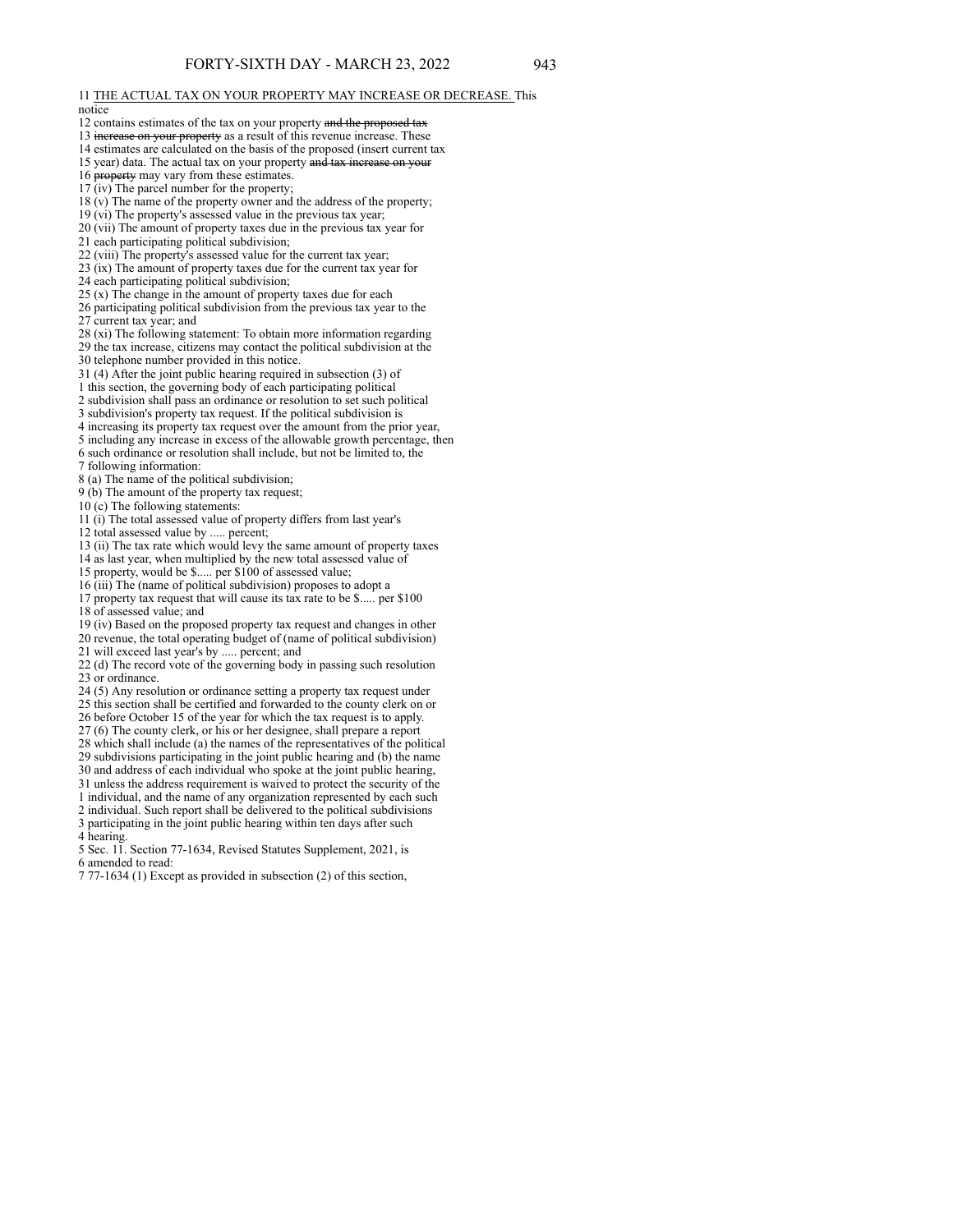11 THE ACTUAL TAX ON YOUR PROPERTY MAY INCREASE OR DECREASE. This notice

12 contains estimates of the tax on your property ~~and the proposed tax~~

13 ~~increase on your property~~ as a result of this revenue increase. These

14 estimates are calculated on the basis of the proposed (insert current tax

15 year) data. The actual tax on your property ~~and tax increase on your~~

16 ~~property~~ may vary from these estimates.

17 (iv) The parcel number for the property;

18 (v) The name of the property owner and the address of the property;

19 (vi) The property's assessed value in the previous tax year;

20 (vii) The amount of property taxes due in the previous tax year for

21 each participating political subdivision;

22 (viii) The property's assessed value for the current tax year;

23 (ix) The amount of property taxes due for the current tax year for

24 each participating political subdivision;

25 (x) The change in the amount of property taxes due for each

26 participating political subdivision from the previous tax year to the

27 current tax year; and

28 (xi) The following statement: To obtain more information regarding

29 the tax increase, citizens may contact the political subdivision at the

30 telephone number provided in this notice.

31 (4) After the joint public hearing required in subsection (3) of

1 this section, the governing body of each participating political

2 subdivision shall pass an ordinance or resolution to set such political

3 subdivision's property tax request. If the political subdivision is

4 increasing its property tax request over the amount from the prior year,

5 including any increase in excess of the allowable growth percentage, then

6 such ordinance or resolution shall include, but not be limited to, the

7 following information:

8 (a) The name of the political subdivision;

9 (b) The amount of the property tax request;

10 (c) The following statements:

11 (i) The total assessed value of property differs from last year's

12 total assessed value by ..... percent;

13 (ii) The tax rate which would levy the same amount of property taxes

14 as last year, when multiplied by the new total assessed value of

15 property, would be $..... per $100 of assessed value;

16 (iii) The (name of political subdivision) proposes to adopt a

17 property tax request that will cause its tax rate to be $..... per $100

18 of assessed value; and

19 (iv) Based on the proposed property tax request and changes in other

20 revenue, the total operating budget of (name of political subdivision)

21 will exceed last year's by ..... percent; and

22 (d) The record vote of the governing body in passing such resolution

23 or ordinance.

24 (5) Any resolution or ordinance setting a property tax request under

25 this section shall be certified and forwarded to the county clerk on or

26 before October 15 of the year for which the tax request is to apply.

27 (6) The county clerk, or his or her designee, shall prepare a report

28 which shall include (a) the names of the representatives of the political

29 subdivisions participating in the joint public hearing and (b) the name

30 and address of each individual who spoke at the joint public hearing,

31 unless the address requirement is waived to protect the security of the

1 individual, and the name of any organization represented by each such

2 individual. Such report shall be delivered to the political subdivisions

3 participating in the joint public hearing within ten days after such

4 hearing.

5 Sec. 11. Section 77-1634, Revised Statutes Supplement, 2021, is

6 amended to read:

7 77-1634 (1) Except as provided in subsection (2) of this section,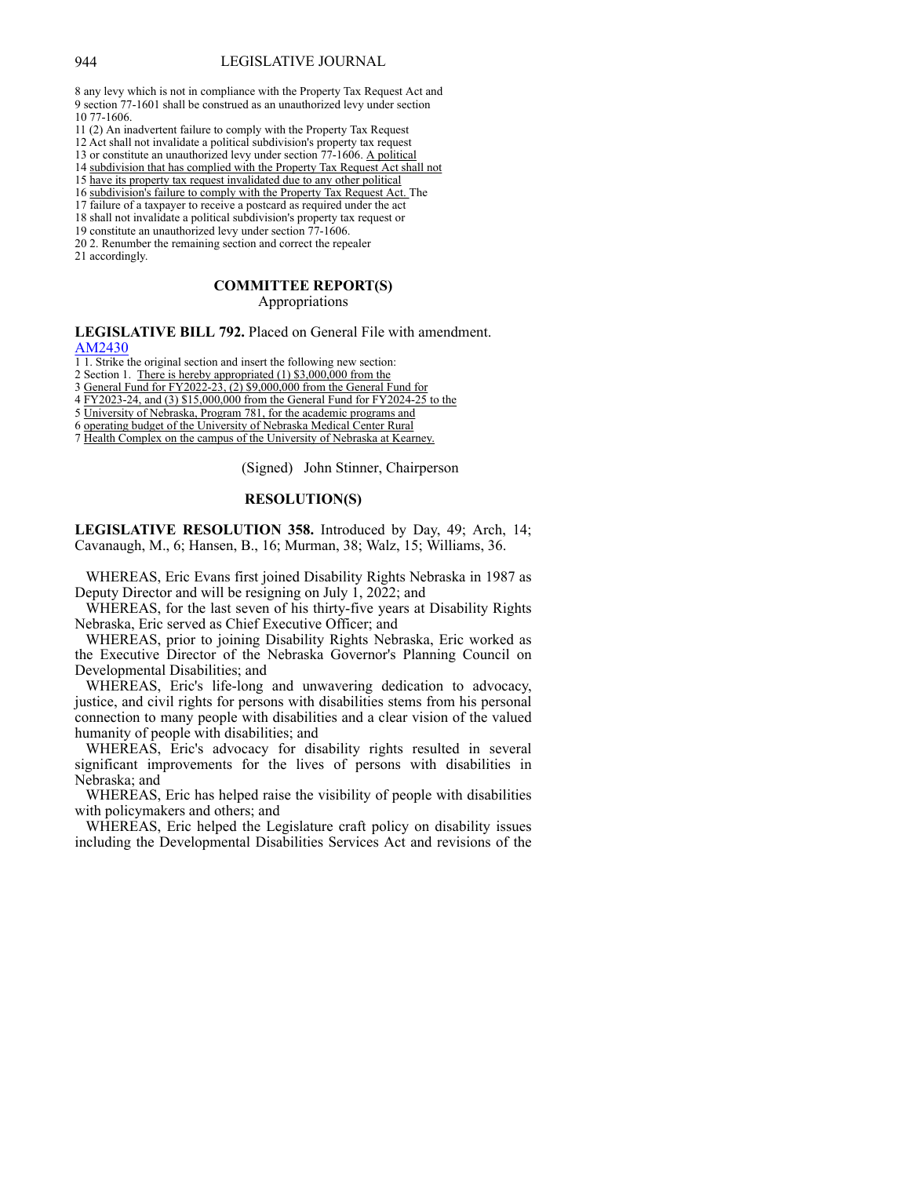8 any levy which is not in compliance with the Property Tax Request Act and
9 section 77-1601 shall be construed as an unauthorized levy under section
10 77-1606.
11 (2) An inadvertent failure to comply with the Property Tax Request
12 Act shall not invalidate a political subdivision's property tax request
13 or constitute an unauthorized levy under section 77-1606. A political
14 subdivision that has complied with the Property Tax Request Act shall not
15 have its property tax request invalidated due to any other political
16 subdivision's failure to comply with the Property Tax Request Act. The
17 failure of a taxpayer to receive a postcard as required under the act
18 shall not invalidate a political subdivision's property tax request or
19 constitute an unauthorized levy under section 77-1606.
20 2. Renumber the remaining section and correct the repealer
21 accordingly.

## COMMITTEE REPORT(S)

Appropriations

**LEGISLATIVE BILL 792.** Placed on General File with amendment.
AM2430
1 1. Strike the original section and insert the following new section:
2 Section 1. There is hereby appropriated (1) $3,000,000 from the
3 General Fund for FY2022-23, (2) $9,000,000 from the General Fund for
4 FY2023-24, and (3) $15,000,000 from the General Fund for FY2024-25 to the
5 University of Nebraska, Program 781, for the academic programs and
6 operating budget of the University of Nebraska Medical Center Rural
7 Health Complex on the campus of the University of Nebraska at Kearney.

(Signed) John Stinner, Chairperson

## RESOLUTION(S)

**LEGISLATIVE RESOLUTION 358.** Introduced by Day, 49; Arch, 14; Cavanaugh, M., 6; Hansen, B., 16; Murman, 38; Walz, 15; Williams, 36.

WHEREAS, Eric Evans first joined Disability Rights Nebraska in 1987 as Deputy Director and will be resigning on July 1, 2022; and

WHEREAS, for the last seven of his thirty-five years at Disability Rights Nebraska, Eric served as Chief Executive Officer; and

WHEREAS, prior to joining Disability Rights Nebraska, Eric worked as the Executive Director of the Nebraska Governor's Planning Council on Developmental Disabilities; and

WHEREAS, Eric's life-long and unwavering dedication to advocacy, justice, and civil rights for persons with disabilities stems from his personal connection to many people with disabilities and a clear vision of the valued humanity of people with disabilities; and

WHEREAS, Eric's advocacy for disability rights resulted in several significant improvements for the lives of persons with disabilities in Nebraska; and

WHEREAS, Eric has helped raise the visibility of people with disabilities with policymakers and others; and

WHEREAS, Eric helped the Legislature craft policy on disability issues including the Developmental Disabilities Services Act and revisions of the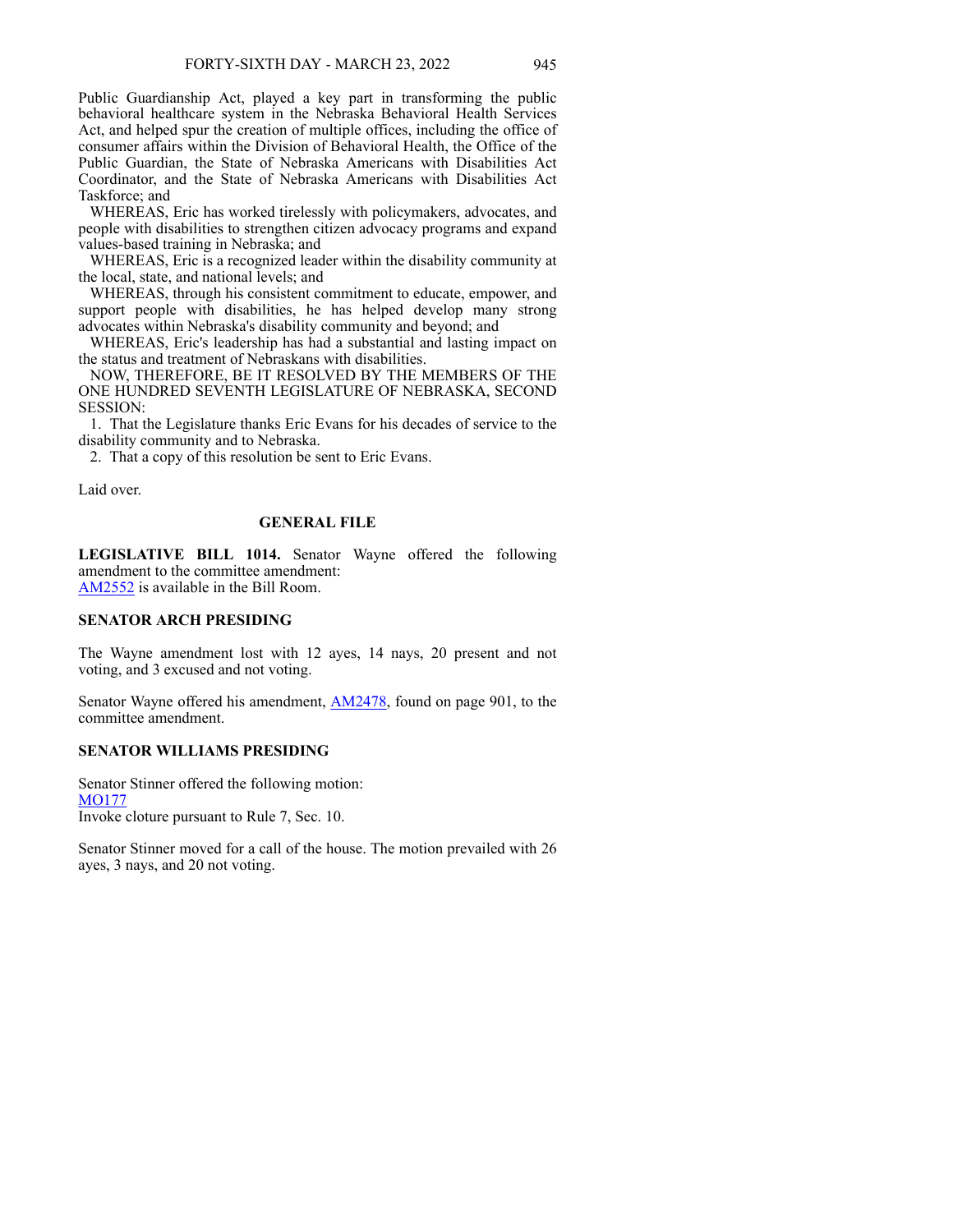Public Guardianship Act, played a key part in transforming the public behavioral healthcare system in the Nebraska Behavioral Health Services Act, and helped spur the creation of multiple offices, including the office of consumer affairs within the Division of Behavioral Health, the Office of the Public Guardian, the State of Nebraska Americans with Disabilities Act Coordinator, and the State of Nebraska Americans with Disabilities Act Taskforce; and

WHEREAS, Eric has worked tirelessly with policymakers, advocates, and people with disabilities to strengthen citizen advocacy programs and expand values-based training in Nebraska; and

WHEREAS, Eric is a recognized leader within the disability community at the local, state, and national levels; and

WHEREAS, through his consistent commitment to educate, empower, and support people with disabilities, he has helped develop many strong advocates within Nebraska's disability community and beyond; and

WHEREAS, Eric's leadership has had a substantial and lasting impact on the status and treatment of Nebraskans with disabilities.

NOW, THEREFORE, BE IT RESOLVED BY THE MEMBERS OF THE ONE HUNDRED SEVENTH LEGISLATURE OF NEBRASKA, SECOND SESSION:

1. That the Legislature thanks Eric Evans for his decades of service to the disability community and to Nebraska.

2. That a copy of this resolution be sent to Eric Evans.

Laid over.

## GENERAL FILE

**LEGISLATIVE BILL 1014.** Senator Wayne offered the following amendment to the committee amendment:
AM2552 is available in the Bill Room.

### SENATOR ARCH PRESIDING

The Wayne amendment lost with 12 ayes, 14 nays, 20 present and not voting, and 3 excused and not voting.

Senator Wayne offered his amendment, AM2478, found on page 901, to the committee amendment.

### SENATOR WILLIAMS PRESIDING

Senator Stinner offered the following motion:
MO177
Invoke cloture pursuant to Rule 7, Sec. 10.

Senator Stinner moved for a call of the house. The motion prevailed with 26 ayes, 3 nays, and 20 not voting.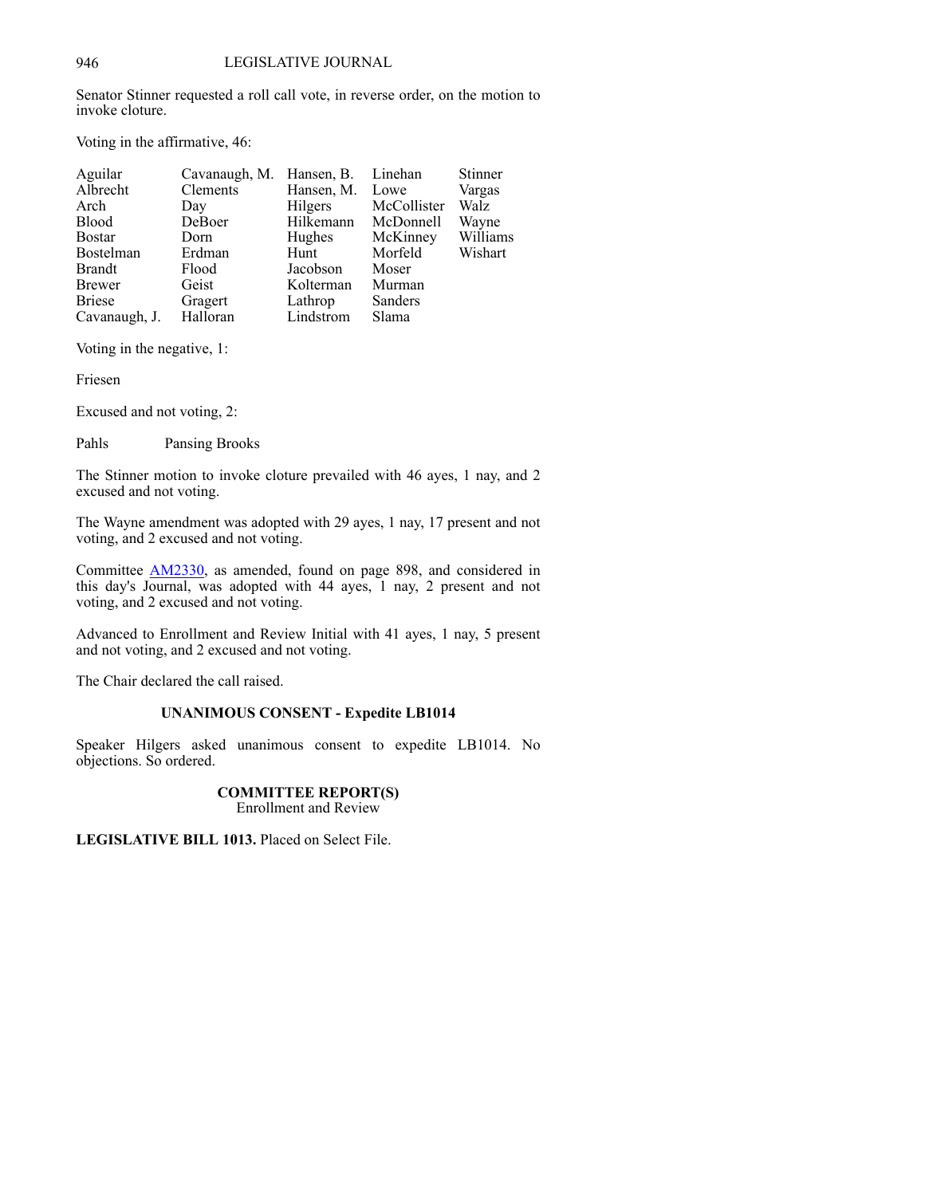Senator Stinner requested a roll call vote, in reverse order, on the motion to invoke cloture.

Voting in the affirmative, 46:

| | | | | |
|---|---|---|---|---|
| Aguilar | Cavanaugh, M. | Hansen, B. | Linehan | Stinner |
| Albrecht | Clements | Hansen, M. | Lowe | Vargas |
| Arch | Day | Hilgers | McCollister | Walz |
| Blood | DeBoer | Hilkemann | McDonnell | Wayne |
| Bostar | Dorn | Hughes | McKinney | Williams |
| Bostelman | Erdman | Hunt | Morfeld | Wishart |
| Brandt | Flood | Jacobson | Moser | |
| Brewer | Geist | Kolterman | Murman | |
| Briese | Gragert | Lathrop | Sanders | |
| Cavanaugh, J. | Halloran | Lindstrom | Slama | |

Voting in the negative, 1:

Friesen

Excused and not voting, 2:

Pahls Pansing Brooks

The Stinner motion to invoke cloture prevailed with 46 ayes, 1 nay, and 2 excused and not voting.

The Wayne amendment was adopted with 29 ayes, 1 nay, 17 present and not voting, and 2 excused and not voting.

Committee AM2330, as amended, found on page 898, and considered in this day's Journal, was adopted with 44 ayes, 1 nay, 2 present and not voting, and 2 excused and not voting.

Advanced to Enrollment and Review Initial with 41 ayes, 1 nay, 5 present and not voting, and 2 excused and not voting.

The Chair declared the call raised.

### UNANIMOUS CONSENT - Expedite LB1014

Speaker Hilgers asked unanimous consent to expedite LB1014. No objections. So ordered.

### COMMITTEE REPORT(S)
Enrollment and Review

**LEGISLATIVE BILL 1013.** Placed on Select File.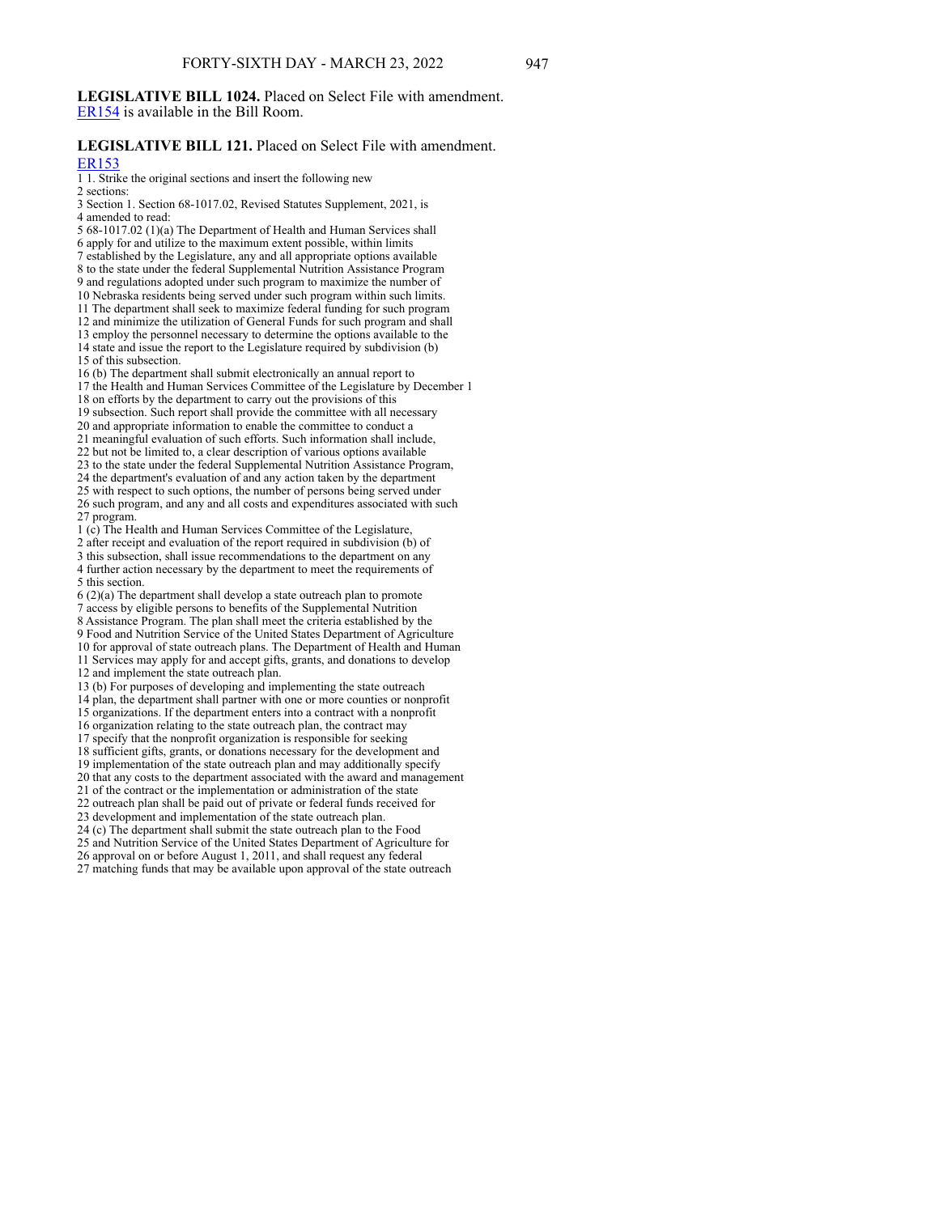**LEGISLATIVE BILL 1024.** Placed on Select File with amendment. ER154 is available in the Bill Room.

**LEGISLATIVE BILL 121.** Placed on Select File with amendment.
ER153

1 1. Strike the original sections and insert the following new
2 sections:
3 Section 1. Section 68-1017.02, Revised Statutes Supplement, 2021, is
4 amended to read:
5 68-1017.02 (1)(a) The Department of Health and Human Services shall
6 apply for and utilize to the maximum extent possible, within limits
7 established by the Legislature, any and all appropriate options available
8 to the state under the federal Supplemental Nutrition Assistance Program
9 and regulations adopted under such program to maximize the number of
10 Nebraska residents being served under such program within such limits.
11 The department shall seek to maximize federal funding for such program
12 and minimize the utilization of General Funds for such program and shall
13 employ the personnel necessary to determine the options available to the
14 state and issue the report to the Legislature required by subdivision (b)
15 of this subsection.
16 (b) The department shall submit electronically an annual report to
17 the Health and Human Services Committee of the Legislature by December 1
18 on efforts by the department to carry out the provisions of this
19 subsection. Such report shall provide the committee with all necessary
20 and appropriate information to enable the committee to conduct a
21 meaningful evaluation of such efforts. Such information shall include,
22 but not be limited to, a clear description of various options available
23 to the state under the federal Supplemental Nutrition Assistance Program,
24 the department's evaluation of and any action taken by the department
25 with respect to such options, the number of persons being served under
26 such program, and any and all costs and expenditures associated with such
27 program.
1 (c) The Health and Human Services Committee of the Legislature,
2 after receipt and evaluation of the report required in subdivision (b) of
3 this subsection, shall issue recommendations to the department on any
4 further action necessary by the department to meet the requirements of
5 this section.
6 (2)(a) The department shall develop a state outreach plan to promote
7 access by eligible persons to benefits of the Supplemental Nutrition
8 Assistance Program. The plan shall meet the criteria established by the
9 Food and Nutrition Service of the United States Department of Agriculture
10 for approval of state outreach plans. The Department of Health and Human
11 Services may apply for and accept gifts, grants, and donations to develop
12 and implement the state outreach plan.
13 (b) For purposes of developing and implementing the state outreach
14 plan, the department shall partner with one or more counties or nonprofit
15 organizations. If the department enters into a contract with a nonprofit
16 organization relating to the state outreach plan, the contract may
17 specify that the nonprofit organization is responsible for seeking
18 sufficient gifts, grants, or donations necessary for the development and
19 implementation of the state outreach plan and may additionally specify
20 that any costs to the department associated with the award and management
21 of the contract or the implementation or administration of the state
22 outreach plan shall be paid out of private or federal funds received for
23 development and implementation of the state outreach plan.
24 (c) The department shall submit the state outreach plan to the Food
25 and Nutrition Service of the United States Department of Agriculture for
26 approval on or before August 1, 2011, and shall request any federal
27 matching funds that may be available upon approval of the state outreach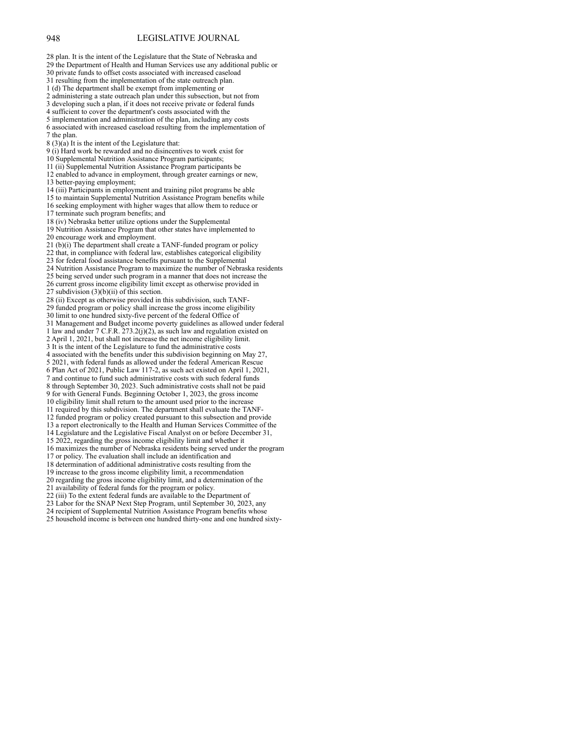28 plan. It is the intent of the Legislature that the State of Nebraska and
29 the Department of Health and Human Services use any additional public or
30 private funds to offset costs associated with increased caseload
31 resulting from the implementation of the state outreach plan.
1 (d) The department shall be exempt from implementing or
2 administering a state outreach plan under this subsection, but not from
3 developing such a plan, if it does not receive private or federal funds
4 sufficient to cover the department's costs associated with the
5 implementation and administration of the plan, including any costs
6 associated with increased caseload resulting from the implementation of
7 the plan.
8 (3)(a) It is the intent of the Legislature that:
9 (i) Hard work be rewarded and no disincentives to work exist for
10 Supplemental Nutrition Assistance Program participants;
11 (ii) Supplemental Nutrition Assistance Program participants be
12 enabled to advance in employment, through greater earnings or new,
13 better-paying employment;
14 (iii) Participants in employment and training pilot programs be able
15 to maintain Supplemental Nutrition Assistance Program benefits while
16 seeking employment with higher wages that allow them to reduce or
17 terminate such program benefits; and
18 (iv) Nebraska better utilize options under the Supplemental
19 Nutrition Assistance Program that other states have implemented to
20 encourage work and employment.
21 (b)(i) The department shall create a TANF-funded program or policy
22 that, in compliance with federal law, establishes categorical eligibility
23 for federal food assistance benefits pursuant to the Supplemental
24 Nutrition Assistance Program to maximize the number of Nebraska residents
25 being served under such program in a manner that does not increase the
26 current gross income eligibility limit except as otherwise provided in
27 subdivision (3)(b)(ii) of this section.
28 (ii) Except as otherwise provided in this subdivision, such TANF-
29 funded program or policy shall increase the gross income eligibility
30 limit to one hundred sixty-five percent of the federal Office of
31 Management and Budget income poverty guidelines as allowed under federal
1 law and under 7 C.F.R. 273.2(j)(2), as such law and regulation existed on
2 April 1, 2021, but shall not increase the net income eligibility limit.
3 It is the intent of the Legislature to fund the administrative costs
4 associated with the benefits under this subdivision beginning on May 27,
5 2021, with federal funds as allowed under the federal American Rescue
6 Plan Act of 2021, Public Law 117-2, as such act existed on April 1, 2021,
7 and continue to fund such administrative costs with such federal funds
8 through September 30, 2023. Such administrative costs shall not be paid
9 for with General Funds. Beginning October 1, 2023, the gross income
10 eligibility limit shall return to the amount used prior to the increase
11 required by this subdivision. The department shall evaluate the TANF-
12 funded program or policy created pursuant to this subsection and provide
13 a report electronically to the Health and Human Services Committee of the
14 Legislature and the Legislative Fiscal Analyst on or before December 31,
15 2022, regarding the gross income eligibility limit and whether it
16 maximizes the number of Nebraska residents being served under the program
17 or policy. The evaluation shall include an identification and
18 determination of additional administrative costs resulting from the
19 increase to the gross income eligibility limit, a recommendation
20 regarding the gross income eligibility limit, and a determination of the
21 availability of federal funds for the program or policy.
22 (iii) To the extent federal funds are available to the Department of
23 Labor for the SNAP Next Step Program, until September 30, 2023, any
24 recipient of Supplemental Nutrition Assistance Program benefits whose
25 household income is between one hundred thirty-one and one hundred sixty-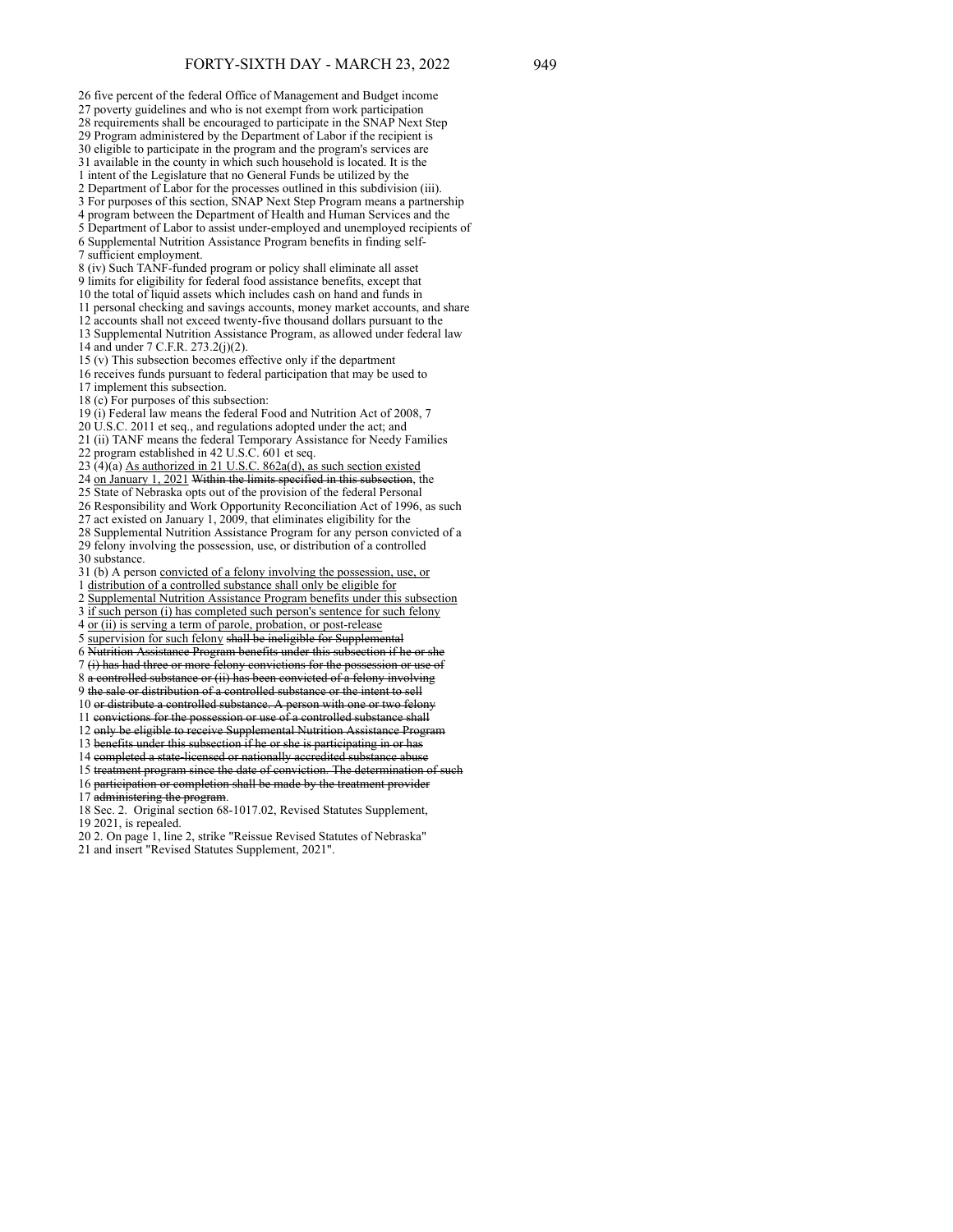26 five percent of the federal Office of Management and Budget income
27 poverty guidelines and who is not exempt from work participation
28 requirements shall be encouraged to participate in the SNAP Next Step
29 Program administered by the Department of Labor if the recipient is
30 eligible to participate in the program and the program's services are
31 available in the county in which such household is located. It is the
1 intent of the Legislature that no General Funds be utilized by the
2 Department of Labor for the processes outlined in this subdivision (iii).
3 For purposes of this section, SNAP Next Step Program means a partnership
4 program between the Department of Health and Human Services and the
5 Department of Labor to assist under-employed and unemployed recipients of
6 Supplemental Nutrition Assistance Program benefits in finding self-
7 sufficient employment.
8 (iv) Such TANF-funded program or policy shall eliminate all asset
9 limits for eligibility for federal food assistance benefits, except that
10 the total of liquid assets which includes cash on hand and funds in
11 personal checking and savings accounts, money market accounts, and share
12 accounts shall not exceed twenty-five thousand dollars pursuant to the
13 Supplemental Nutrition Assistance Program, as allowed under federal law
14 and under 7 C.F.R. 273.2(j)(2).
15 (v) This subsection becomes effective only if the department
16 receives funds pursuant to federal participation that may be used to
17 implement this subsection.
18 (c) For purposes of this subsection:
19 (i) Federal law means the federal Food and Nutrition Act of 2008, 7
20 U.S.C. 2011 et seq., and regulations adopted under the act; and
21 (ii) TANF means the federal Temporary Assistance for Needy Families
22 program established in 42 U.S.C. 601 et seq.
23 (4)(a) <u>As authorized in 21 U.S.C. 862a(d), as such section existed</u>
24 <u>on January 1, 2021</u> ~~Within the limits specified in this subsection~~, the
25 State of Nebraska opts out of the provision of the federal Personal
26 Responsibility and Work Opportunity Reconciliation Act of 1996, as such
27 act existed on January 1, 2009, that eliminates eligibility for the
28 Supplemental Nutrition Assistance Program for any person convicted of a
29 felony involving the possession, use, or distribution of a controlled
30 substance.
31 (b) A person <u>convicted of a felony involving the possession, use, or</u>
1 <u>distribution of a controlled substance shall only be eligible for</u>
2 <u>Supplemental Nutrition Assistance Program benefits under this subsection</u>
3 <u>if such person (i) has completed such person's sentence for such felony</u>
4 <u>or (ii) is serving a term of parole, probation, or post-release</u>
5 <u>supervision for such felony</u> ~~shall be ineligible for Supplemental~~
6 ~~Nutrition Assistance Program benefits under this subsection if he or she~~
7 ~~(i) has had three or more felony convictions for the possession or use of~~
8 ~~a controlled substance or (ii) has been convicted of a felony involving~~
9 ~~the sale or distribution of a controlled substance or the intent to sell~~
10 ~~or distribute a controlled substance. A person with one or two felony~~
11 ~~convictions for the possession or use of a controlled substance shall~~
12 ~~only be eligible to receive Supplemental Nutrition Assistance Program~~
13 ~~benefits under this subsection if he or she is participating in or has~~
14 ~~completed a state-licensed or nationally accredited substance abuse~~
15 ~~treatment program since the date of conviction. The determination of such~~
16 ~~participation or completion shall be made by the treatment provider~~
17 ~~administering the program~~.
18 Sec. 2. Original section 68-1017.02, Revised Statutes Supplement,
19 2021, is repealed.
20 2. On page 1, line 2, strike "Reissue Revised Statutes of Nebraska"
21 and insert "Revised Statutes Supplement, 2021".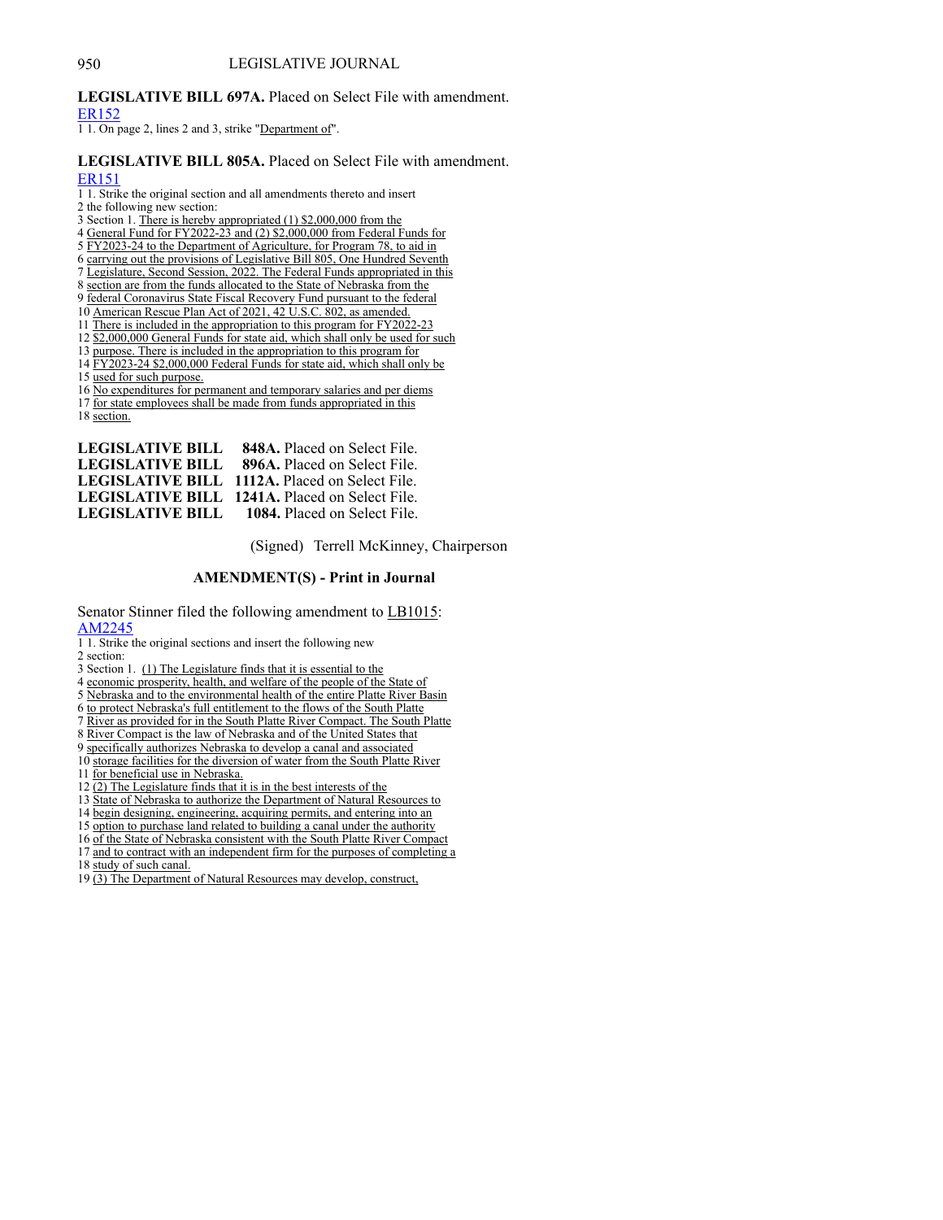**LEGISLATIVE BILL 697A.** Placed on Select File with amendment.
ER152
1 1. On page 2, lines 2 and 3, strike "Department of".

**LEGISLATIVE BILL 805A.** Placed on Select File with amendment.
ER151
1 1. Strike the original section and all amendments thereto and insert
2 the following new section:
3 Section 1. There is hereby appropriated (1) $2,000,000 from the
4 General Fund for FY2022-23 and (2) $2,000,000 from Federal Funds for
5 FY2023-24 to the Department of Agriculture, for Program 78, to aid in
6 carrying out the provisions of Legislative Bill 805, One Hundred Seventh
7 Legislature, Second Session, 2022. The Federal Funds appropriated in this
8 section are from the funds allocated to the State of Nebraska from the
9 federal Coronavirus State Fiscal Recovery Fund pursuant to the federal
10 American Rescue Plan Act of 2021, 42 U.S.C. 802, as amended.
11 There is included in the appropriation to this program for FY2022-23
12 $2,000,000 General Funds for state aid, which shall only be used for such
13 purpose. There is included in the appropriation to this program for
14 FY2023-24 $2,000,000 Federal Funds for state aid, which shall only be
15 used for such purpose.
16 No expenditures for permanent and temporary salaries and per diems
17 for state employees shall be made from funds appropriated in this
18 section.

**LEGISLATIVE BILL 848A.** Placed on Select File.
**LEGISLATIVE BILL 896A.** Placed on Select File.
**LEGISLATIVE BILL 1112A.** Placed on Select File.
**LEGISLATIVE BILL 1241A.** Placed on Select File.
**LEGISLATIVE BILL 1084.** Placed on Select File.

(Signed) Terrell McKinney, Chairperson

## AMENDMENT(S) - Print in Journal

Senator Stinner filed the following amendment to LB1015:
AM2245
1 1. Strike the original sections and insert the following new
2 section:
3 Section 1. (1) The Legislature finds that it is essential to the
4 economic prosperity, health, and welfare of the people of the State of
5 Nebraska and to the environmental health of the entire Platte River Basin
6 to protect Nebraska's full entitlement to the flows of the South Platte
7 River as provided for in the South Platte River Compact. The South Platte
8 River Compact is the law of Nebraska and of the United States that
9 specifically authorizes Nebraska to develop a canal and associated
10 storage facilities for the diversion of water from the South Platte River
11 for beneficial use in Nebraska.
12 (2) The Legislature finds that it is in the best interests of the
13 State of Nebraska to authorize the Department of Natural Resources to
14 begin designing, engineering, acquiring permits, and entering into an
15 option to purchase land related to building a canal under the authority
16 of the State of Nebraska consistent with the South Platte River Compact
17 and to contract with an independent firm for the purposes of completing a
18 study of such canal.
19 (3) The Department of Natural Resources may develop, construct,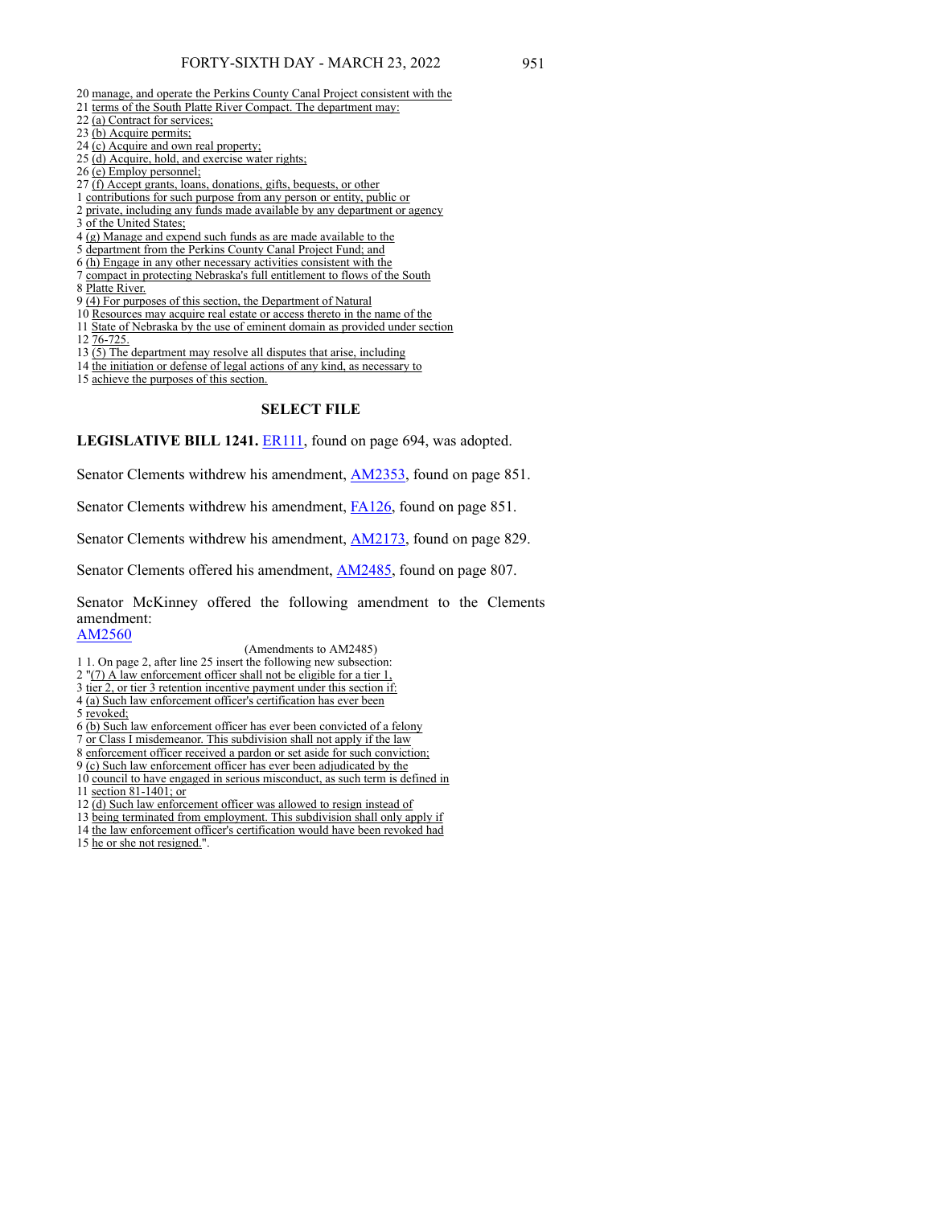20 manage, and operate the Perkins County Canal Project consistent with the
21 terms of the South Platte River Compact. The department may:
22 (a) Contract for services;
23 (b) Acquire permits;
24 (c) Acquire and own real property;
25 (d) Acquire, hold, and exercise water rights;
26 (e) Employ personnel;
27 (f) Accept grants, loans, donations, gifts, bequests, or other
1 contributions for such purpose from any person or entity, public or
2 private, including any funds made available by any department or agency
3 of the United States;
4 (g) Manage and expend such funds as are made available to the
5 department from the Perkins County Canal Project Fund; and
6 (h) Engage in any other necessary activities consistent with the
7 compact in protecting Nebraska's full entitlement to flows of the South
8 Platte River.
9 (4) For purposes of this section, the Department of Natural
10 Resources may acquire real estate or access thereto in the name of the
11 State of Nebraska by the use of eminent domain as provided under section
12 76-725.
13 (5) The department may resolve all disputes that arise, including
14 the initiation or defense of legal actions of any kind, as necessary to
15 achieve the purposes of this section.

## SELECT FILE

**LEGISLATIVE BILL 1241.** ER111, found on page 694, was adopted.

Senator Clements withdrew his amendment, AM2353, found on page 851.

Senator Clements withdrew his amendment, FA126, found on page 851.

Senator Clements withdrew his amendment, AM2173, found on page 829.

Senator Clements offered his amendment, AM2485, found on page 807.

Senator McKinney offered the following amendment to the Clements amendment:
AM2560

(Amendments to AM2485)

1 1. On page 2, after line 25 insert the following new subsection:
2 "(7) A law enforcement officer shall not be eligible for a tier 1,
3 tier 2, or tier 3 retention incentive payment under this section if:
4 (a) Such law enforcement officer's certification has ever been
5 revoked;
6 (b) Such law enforcement officer has ever been convicted of a felony
7 or Class I misdemeanor. This subdivision shall not apply if the law
8 enforcement officer received a pardon or set aside for such conviction;
9 (c) Such law enforcement officer has ever been adjudicated by the
10 council to have engaged in serious misconduct, as such term is defined in
11 section 81-1401; or
12 (d) Such law enforcement officer was allowed to resign instead of
13 being terminated from employment. This subdivision shall only apply if
14 the law enforcement officer's certification would have been revoked had
15 he or she not resigned.".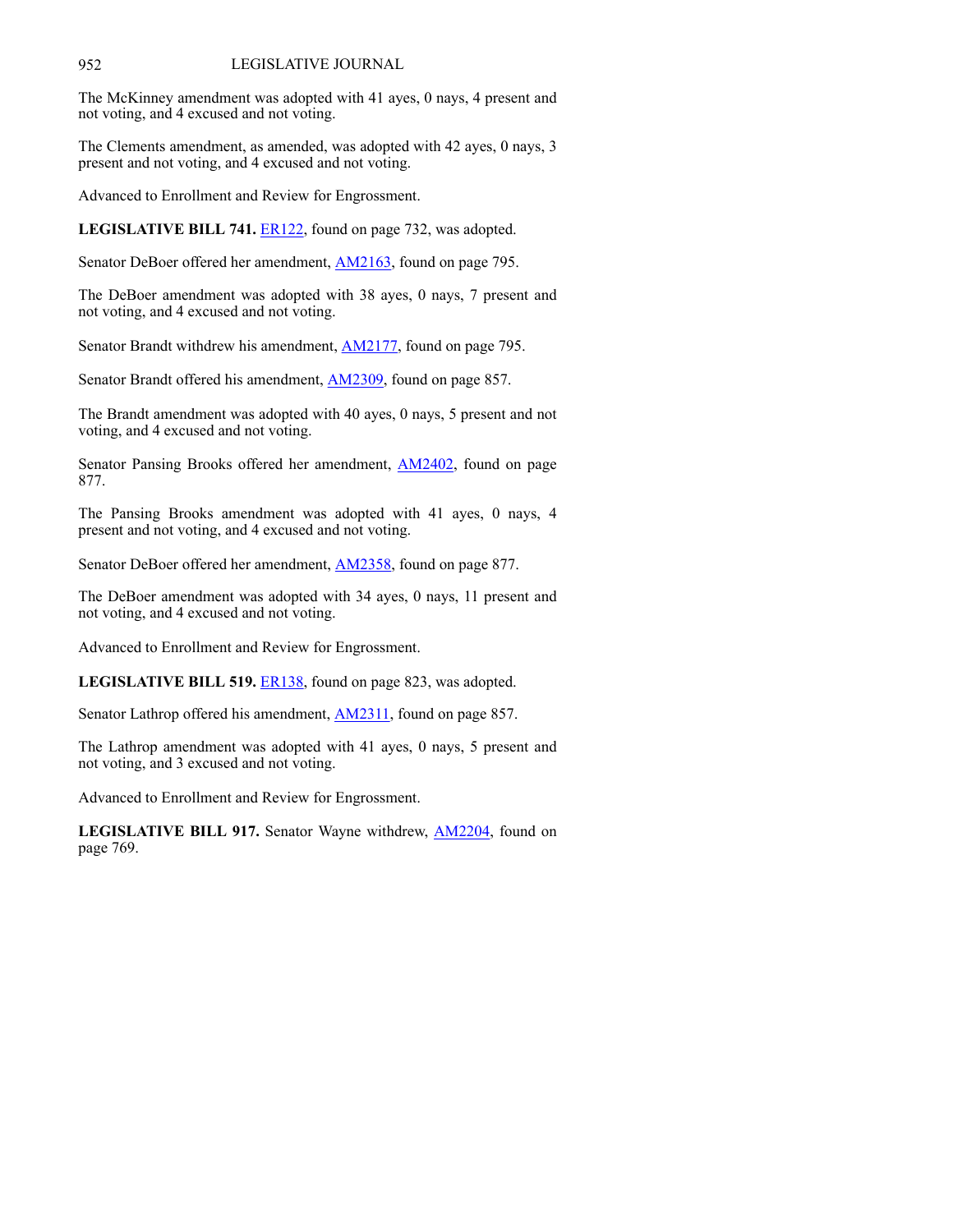The McKinney amendment was adopted with 41 ayes, 0 nays, 4 present and not voting, and 4 excused and not voting.

The Clements amendment, as amended, was adopted with 42 ayes, 0 nays, 3 present and not voting, and 4 excused and not voting.

Advanced to Enrollment and Review for Engrossment.

**LEGISLATIVE BILL 741.** ER122, found on page 732, was adopted.

Senator DeBoer offered her amendment, AM2163, found on page 795.

The DeBoer amendment was adopted with 38 ayes, 0 nays, 7 present and not voting, and 4 excused and not voting.

Senator Brandt withdrew his amendment, AM2177, found on page 795.

Senator Brandt offered his amendment, AM2309, found on page 857.

The Brandt amendment was adopted with 40 ayes, 0 nays, 5 present and not voting, and 4 excused and not voting.

Senator Pansing Brooks offered her amendment, AM2402, found on page 877.

The Pansing Brooks amendment was adopted with 41 ayes, 0 nays, 4 present and not voting, and 4 excused and not voting.

Senator DeBoer offered her amendment, AM2358, found on page 877.

The DeBoer amendment was adopted with 34 ayes, 0 nays, 11 present and not voting, and 4 excused and not voting.

Advanced to Enrollment and Review for Engrossment.

**LEGISLATIVE BILL 519.** ER138, found on page 823, was adopted.

Senator Lathrop offered his amendment, AM2311, found on page 857.

The Lathrop amendment was adopted with 41 ayes, 0 nays, 5 present and not voting, and 3 excused and not voting.

Advanced to Enrollment and Review for Engrossment.

**LEGISLATIVE BILL 917.** Senator Wayne withdrew, AM2204, found on page 769.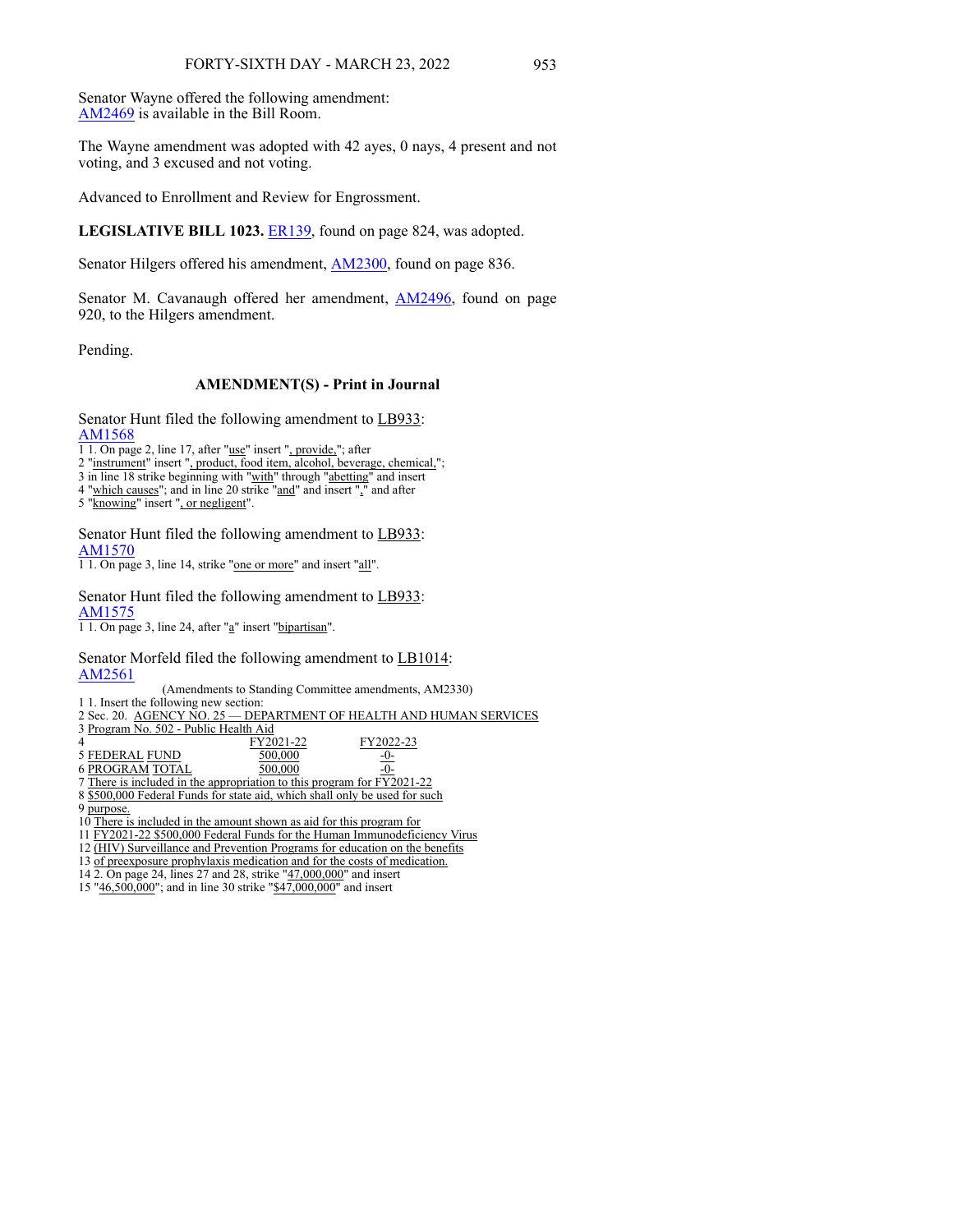Senator Wayne offered the following amendment:
AM2469 is available in the Bill Room.

The Wayne amendment was adopted with 42 ayes, 0 nays, 4 present and not voting, and 3 excused and not voting.

Advanced to Enrollment and Review for Engrossment.

**LEGISLATIVE BILL 1023.** ER139, found on page 824, was adopted.

Senator Hilgers offered his amendment, AM2300, found on page 836.

Senator M. Cavanaugh offered her amendment, AM2496, found on page 920, to the Hilgers amendment.

Pending.

### AMENDMENT(S) - Print in Journal

Senator Hunt filed the following amendment to LB933:
AM1568

1 1. On page 2, line 17, after "use" insert ", provide,"; after
2 "instrument" insert ", product, food item, alcohol, beverage, chemical,";
3 in line 18 strike beginning with "with" through "abetting" and insert
4 "which causes"; and in line 20 strike "and" and insert "," and after
5 "knowing" insert ", or negligent".

Senator Hunt filed the following amendment to LB933:
AM1570

1 1. On page 3, line 14, strike "one or more" and insert "all".

Senator Hunt filed the following amendment to LB933:
AM1575

1 1. On page 3, line 24, after "a" insert "bipartisan".

Senator Morfeld filed the following amendment to LB1014:
AM2561

(Amendments to Standing Committee amendments, AM2330)

1 1. Insert the following new section:
2 Sec. 20. AGENCY NO. 25 — DEPARTMENT OF HEALTH AND HUMAN SERVICES
3 Program No. 502 - Public Health Aid

| 4 | FY2021-22 | FY2022-23 |
|---|---|---|
| 5 FEDERAL FUND | 500,000 | -0- |
| 6 PROGRAM TOTAL | 500,000 | -0- |

7 There is included in the appropriation to this program for FY2021-22
8 $500,000 Federal Funds for state aid, which shall only be used for such
9 purpose.
10 There is included in the amount shown as aid for this program for
11 FY2021-22 $500,000 Federal Funds for the Human Immunodeficiency Virus
12 (HIV) Surveillance and Prevention Programs for education on the benefits
13 of preexposure prophylaxis medication and for the costs of medication.
14 2. On page 24, lines 27 and 28, strike "47,000,000" and insert
15 "46,500,000"; and in line 30 strike "$47,000,000" and insert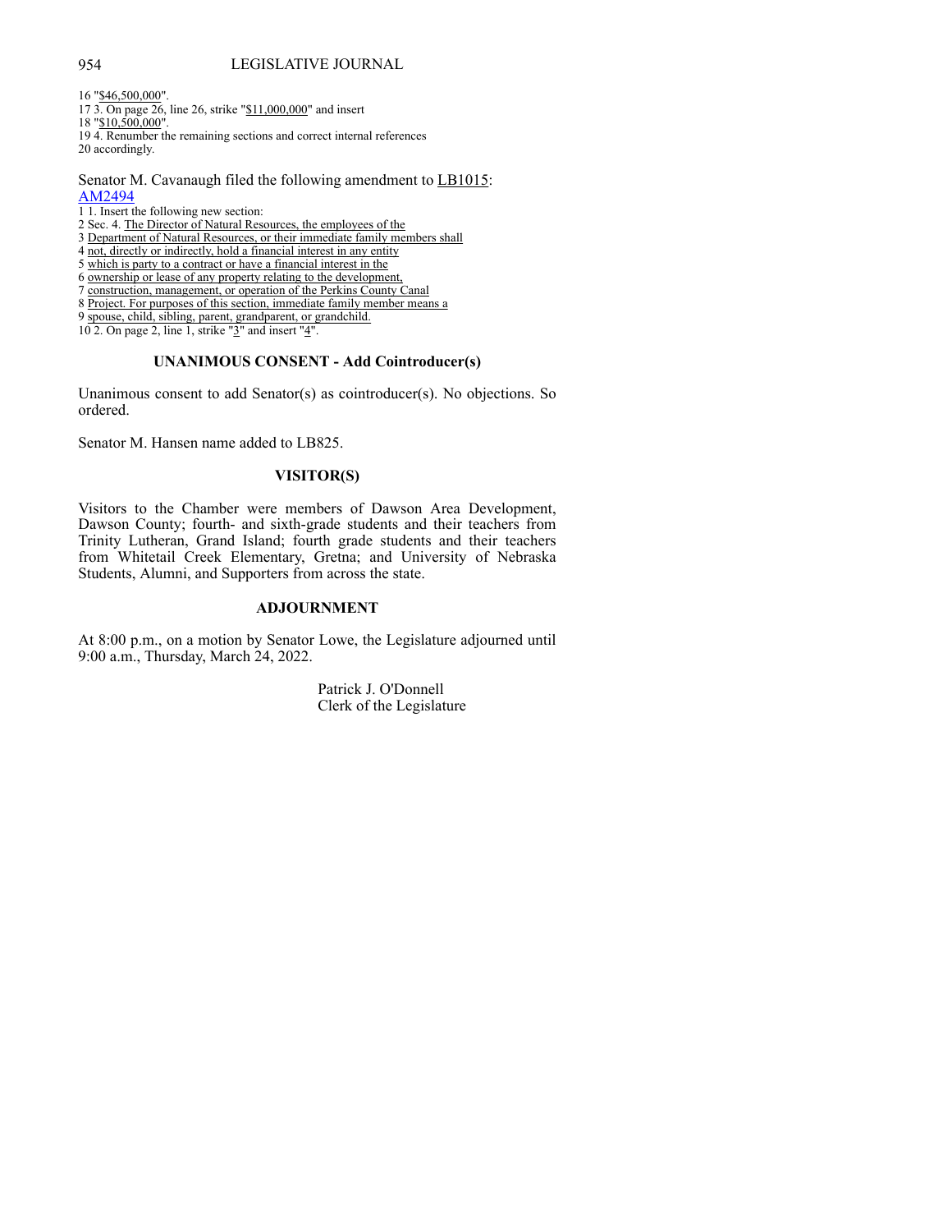16 "$46,500,000".
17 3. On page 26, line 26, strike "$11,000,000" and insert
18 "$10,500,000".
19 4. Renumber the remaining sections and correct internal references
20 accordingly.

Senator M. Cavanaugh filed the following amendment to LB1015:
AM2494

1 1. Insert the following new section:
2 Sec. 4. The Director of Natural Resources, the employees of the
3 Department of Natural Resources, or their immediate family members shall
4 not, directly or indirectly, hold a financial interest in any entity
5 which is party to a contract or have a financial interest in the
6 ownership or lease of any property relating to the development,
7 construction, management, or operation of the Perkins County Canal
8 Project. For purposes of this section, immediate family member means a
9 spouse, child, sibling, parent, grandparent, or grandchild.
10 2. On page 2, line 1, strike "3" and insert "4".

## UNANIMOUS CONSENT - Add Cointroducer(s)

Unanimous consent to add Senator(s) as cointroducer(s). No objections. So ordered.

Senator M. Hansen name added to LB825.

## VISITOR(S)

Visitors to the Chamber were members of Dawson Area Development, Dawson County; fourth- and sixth-grade students and their teachers from Trinity Lutheran, Grand Island; fourth grade students and their teachers from Whitetail Creek Elementary, Gretna; and University of Nebraska Students, Alumni, and Supporters from across the state.

## ADJOURNMENT

At 8:00 p.m., on a motion by Senator Lowe, the Legislature adjourned until 9:00 a.m., Thursday, March 24, 2022.

Patrick J. O'Donnell
Clerk of the Legislature